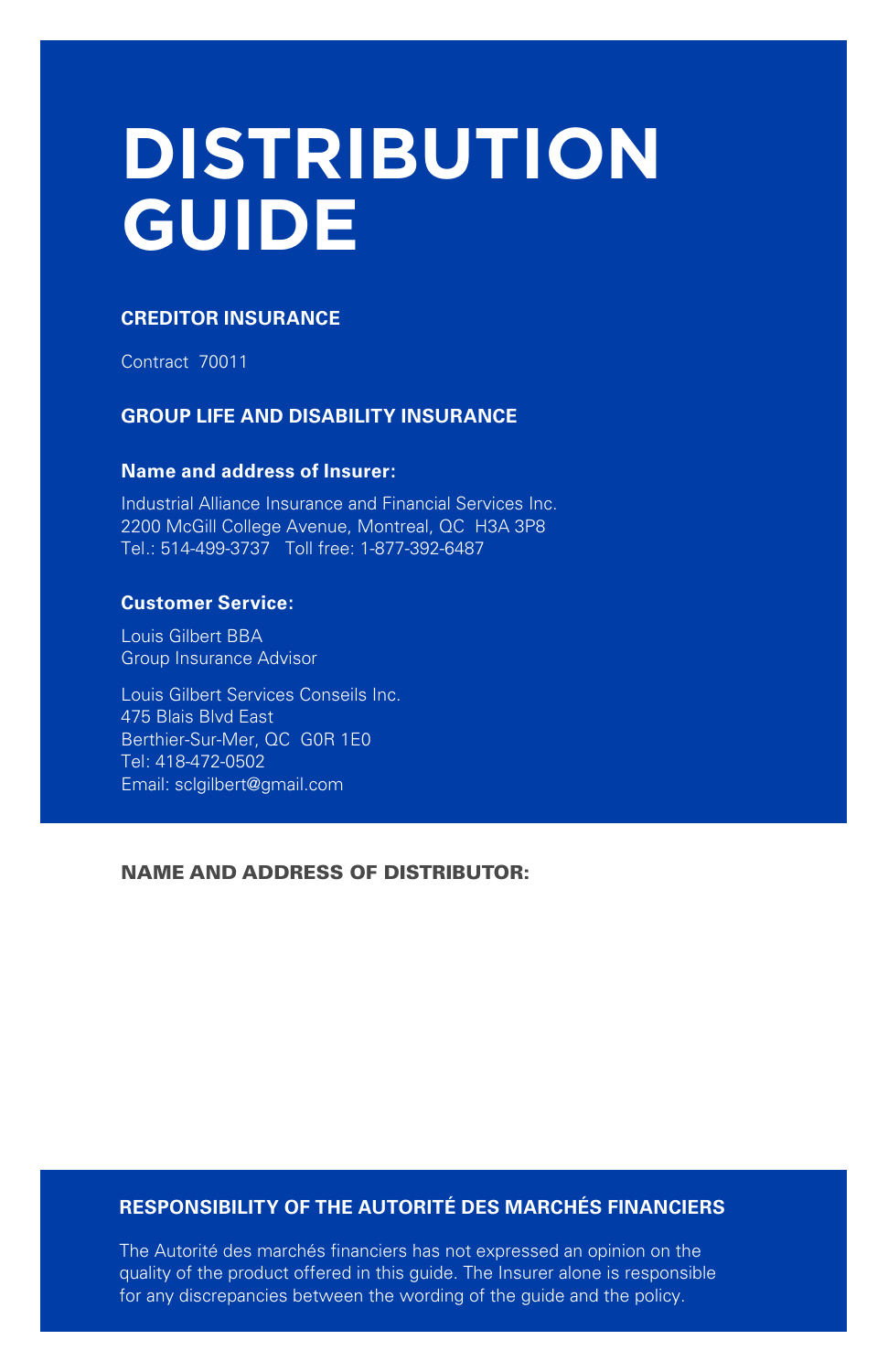# DISTRIBUTION GUIDE

## CREDITOR INSURANCE

Contract 70011

## GROUP LIFE AND DISABILITY INSURANCE

**Name and address of Insurer:**

Industrial Alliance Insurance and Financial Services Inc.
2200 McGill College Avenue, Montreal, QC H3A 3P8
Tel.: 514-499-3737 Toll free: 1-877-392-6487

**Customer Service:**

Louis Gilbert BBA
Group Insurance Advisor

Louis Gilbert Services Conseils Inc.
475 Blais Blvd East
Berthier-Sur-Mer, QC G0R 1E0
Tel: 418-472-0502
Email: sclgilbert@gmail.com

**NAME AND ADDRESS OF DISTRIBUTOR:**

## RESPONSIBILITY OF THE AUTORITÉ DES MARCHÉS FINANCIERS

The Autorité des marchés financiers has not expressed an opinion on the quality of the product offered in this guide. The Insurer alone is responsible for any discrepancies between the wording of the guide and the policy.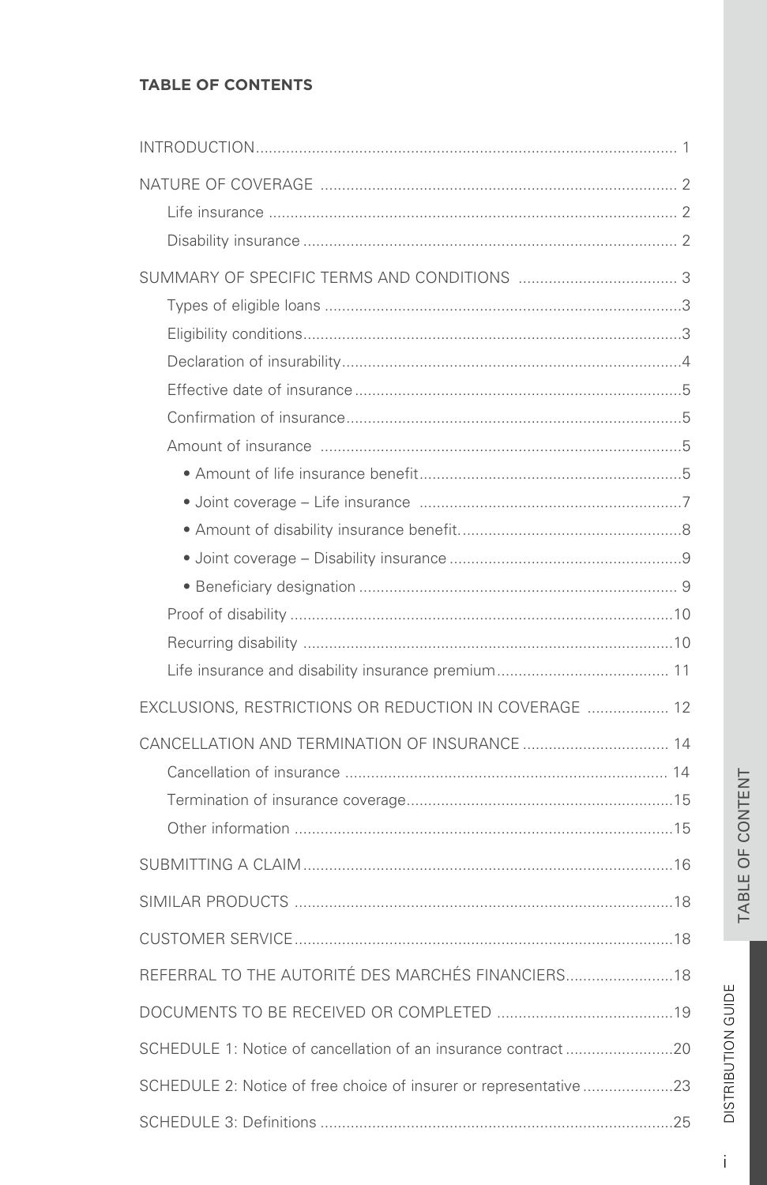**TABLE OF CONTENTS**

- INTRODUCTION ........ 1
- NATURE OF COVERAGE ........ 2
  - Life insurance ........ 2
  - Disability insurance ........ 2
- SUMMARY OF SPECIFIC TERMS AND CONDITIONS ........ 3
  - Types of eligible loans ........ 3
  - Eligibility conditions ........ 3
  - Declaration of insurability ........ 4
  - Effective date of insurance ........ 5
  - Confirmation of insurance ........ 5
  - Amount of insurance ........ 5
    - Amount of life insurance benefit ........ 5
    - Joint coverage – Life insurance ........ 7
    - Amount of disability insurance benefit ........ 8
    - Joint coverage – Disability insurance ........ 9
    - Beneficiary designation ........ 9
  - Proof of disability ........ 10
  - Recurring disability ........ 10
  - Life insurance and disability insurance premium ........ 11
- EXCLUSIONS, RESTRICTIONS OR REDUCTION IN COVERAGE ........ 12
- CANCELLATION AND TERMINATION OF INSURANCE ........ 14
  - Cancellation of insurance ........ 14
  - Termination of insurance coverage ........ 15
  - Other information ........ 15
- SUBMITTING A CLAIM ........ 16
- SIMILAR PRODUCTS ........ 18
- CUSTOMER SERVICE ........ 18
- REFERRAL TO THE AUTORITÉ DES MARCHÉS FINANCIERS ........ 18
- DOCUMENTS TO BE RECEIVED OR COMPLETED ........ 19
- SCHEDULE 1: Notice of cancellation of an insurance contract ........ 20
- SCHEDULE 2: Notice of free choice of insurer or representative ........ 23
- SCHEDULE 3: Definitions ........ 25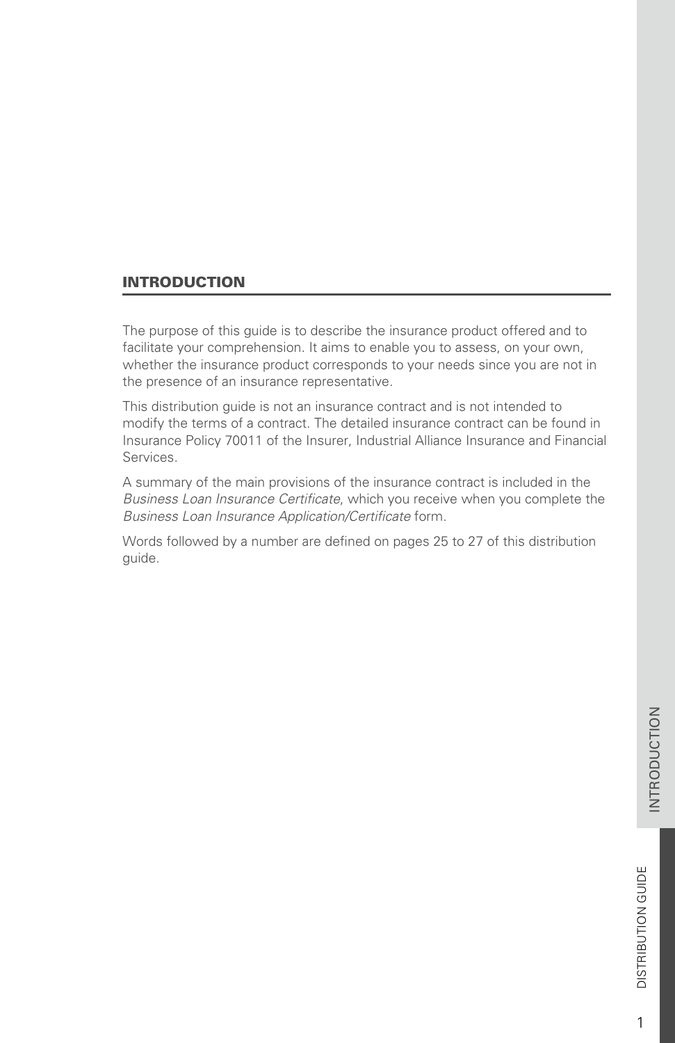## INTRODUCTION

The purpose of this guide is to describe the insurance product offered and to facilitate your comprehension. It aims to enable you to assess, on your own, whether the insurance product corresponds to your needs since you are not in the presence of an insurance representative.

This distribution guide is not an insurance contract and is not intended to modify the terms of a contract. The detailed insurance contract can be found in Insurance Policy 70011 of the Insurer, Industrial Alliance Insurance and Financial Services.

A summary of the main provisions of the insurance contract is included in the *Business Loan Insurance Certificate*, which you receive when you complete the *Business Loan Insurance Application/Certificate* form.

Words followed by a number are defined on pages 25 to 27 of this distribution guide.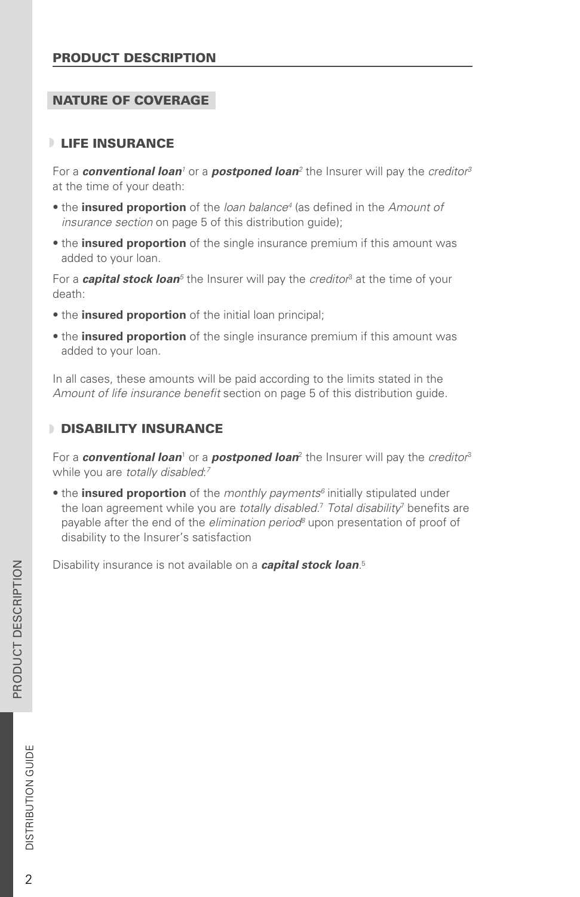## PRODUCT DESCRIPTION

### NATURE OF COVERAGE

#### LIFE INSURANCE

For a ***conventional loan***[1] or a ***postponed loan***[2] the Insurer will pay the *creditor*[3] at the time of your death:

- the **insured proportion** of the *loan balance*[4] (as defined in the *Amount of insurance section* on page 5 of this distribution guide);
- the **insured proportion** of the single insurance premium if this amount was added to your loan.

For a ***capital stock loan***[5] the Insurer will pay the *creditor*[3] at the time of your death:

- the **insured proportion** of the initial loan principal;
- the **insured proportion** of the single insurance premium if this amount was added to your loan.

In all cases, these amounts will be paid according to the limits stated in the *Amount of life insurance benefit* section on page 5 of this distribution guide.

#### DISABILITY INSURANCE

For a ***conventional loan***[1] or a ***postponed loan***[2] the Insurer will pay the *creditor*[3] while you are *totally disabled*:[7]

- the **insured proportion** of the *monthly payments*[6] initially stipulated under the loan agreement while you are *totally disabled*.[7] *Total disability*[7] benefits are payable after the end of the *elimination period*[8] upon presentation of proof of disability to the Insurer's satisfaction

Disability insurance is not available on a ***capital stock loan***.[5]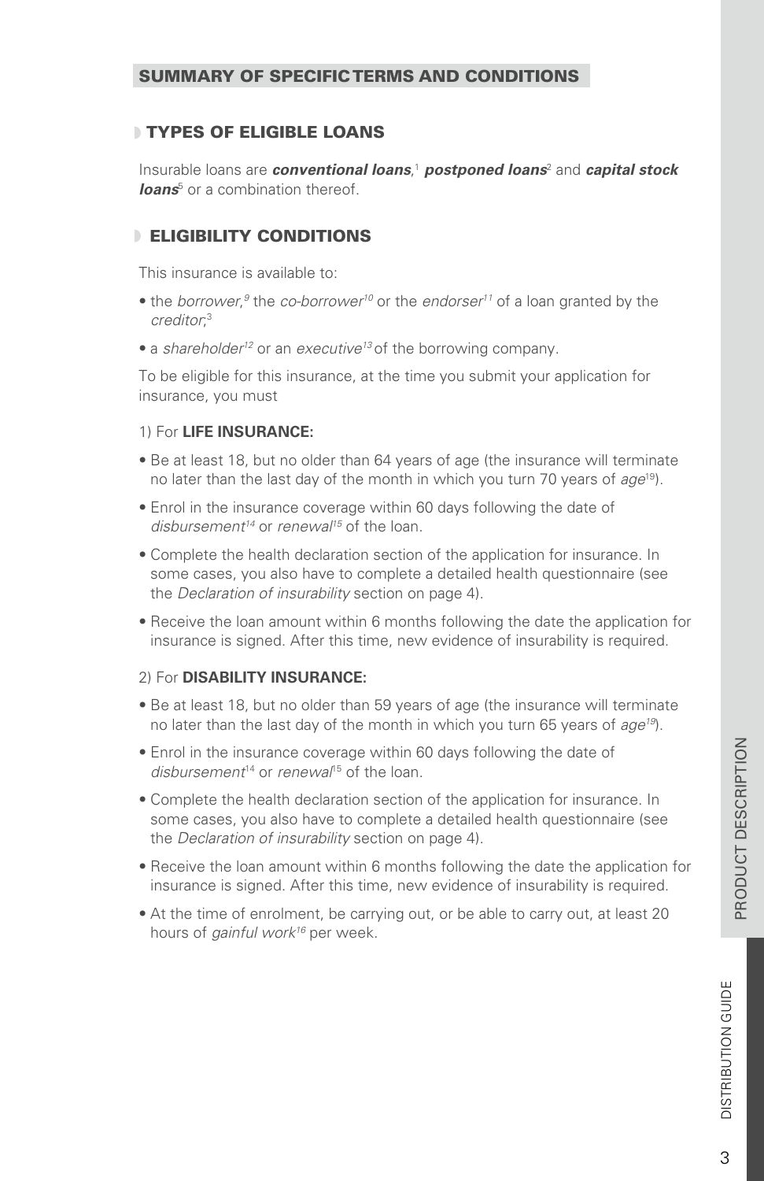## SUMMARY OF SPECIFIC TERMS AND CONDITIONS

### TYPES OF ELIGIBLE LOANS

Insurable loans are ***conventional loans***,[1] ***postponed loans***[2] and ***capital stock loans***[5] or a combination thereof.

### ELIGIBILITY CONDITIONS

This insurance is available to:

- the *borrower*,[9] the *co-borrower*[10] or the *endorser*[11] of a loan granted by the *creditor*;[3]
- a *shareholder*[12] or an *executive*[13] of the borrowing company.

To be eligible for this insurance, at the time you submit your application for insurance, you must

1) For **LIFE INSURANCE:**

- Be at least 18, but no older than 64 years of age (the insurance will terminate no later than the last day of the month in which you turn 70 years of *age*[19]).
- Enrol in the insurance coverage within 60 days following the date of *disbursement*[14] or *renewal*[15] of the loan.
- Complete the health declaration section of the application for insurance. In some cases, you also have to complete a detailed health questionnaire (see the *Declaration of insurability* section on page 4).
- Receive the loan amount within 6 months following the date the application for insurance is signed. After this time, new evidence of insurability is required.

2) For **DISABILITY INSURANCE:**

- Be at least 18, but no older than 59 years of age (the insurance will terminate no later than the last day of the month in which you turn 65 years of *age*[19]).
- Enrol in the insurance coverage within 60 days following the date of *disbursement*[14] or *renewal*[15] of the loan.
- Complete the health declaration section of the application for insurance. In some cases, you also have to complete a detailed health questionnaire (see the *Declaration of insurability* section on page 4).
- Receive the loan amount within 6 months following the date the application for insurance is signed. After this time, new evidence of insurability is required.
- At the time of enrolment, be carrying out, or be able to carry out, at least 20 hours of *gainful work*[16] per week.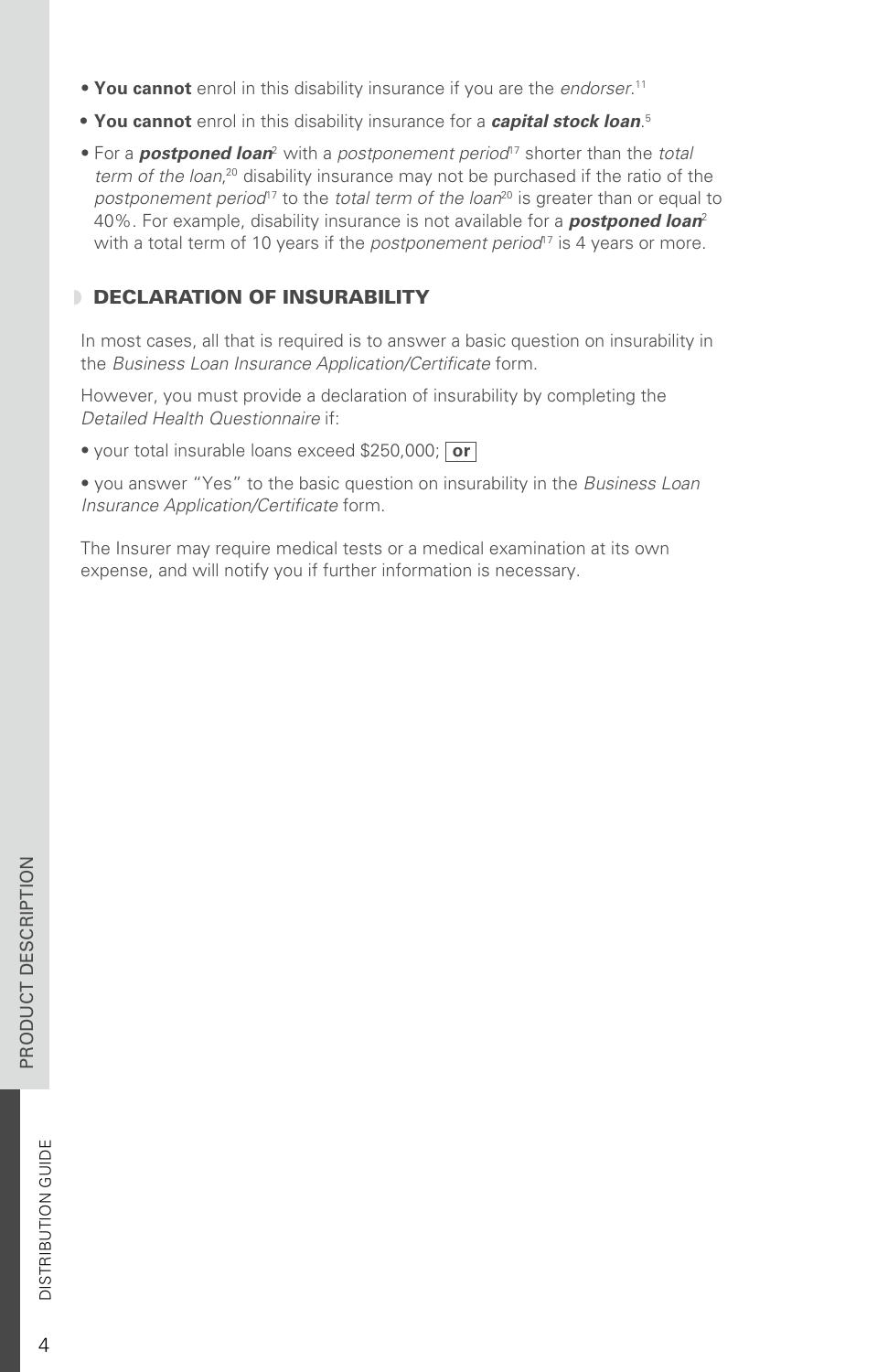- **You cannot** enrol in this disability insurance if you are the *endorser*.[11]
- **You cannot** enrol in this disability insurance for a ***capital stock loan***.[5]
- For a ***postponed loan***[2] with a *postponement period*[17] shorter than the *total term of the loan*,[20] disability insurance may not be purchased if the ratio of the *postponement period*[17] to the *total term of the loan*[20] is greater than or equal to 40%. For example, disability insurance is not available for a ***postponed loan***[2] with a total term of 10 years if the *postponement period*[17] is 4 years or more.

## DECLARATION OF INSURABILITY

In most cases, all that is required is to answer a basic question on insurability in the *Business Loan Insurance Application/Certificate* form.

However, you must provide a declaration of insurability by completing the *Detailed Health Questionnaire* if:

- your total insurable loans exceed $250,000; **or**
- you answer "Yes" to the basic question on insurability in the *Business Loan Insurance Application/Certificate* form.

The Insurer may require medical tests or a medical examination at its own expense, and will notify you if further information is necessary.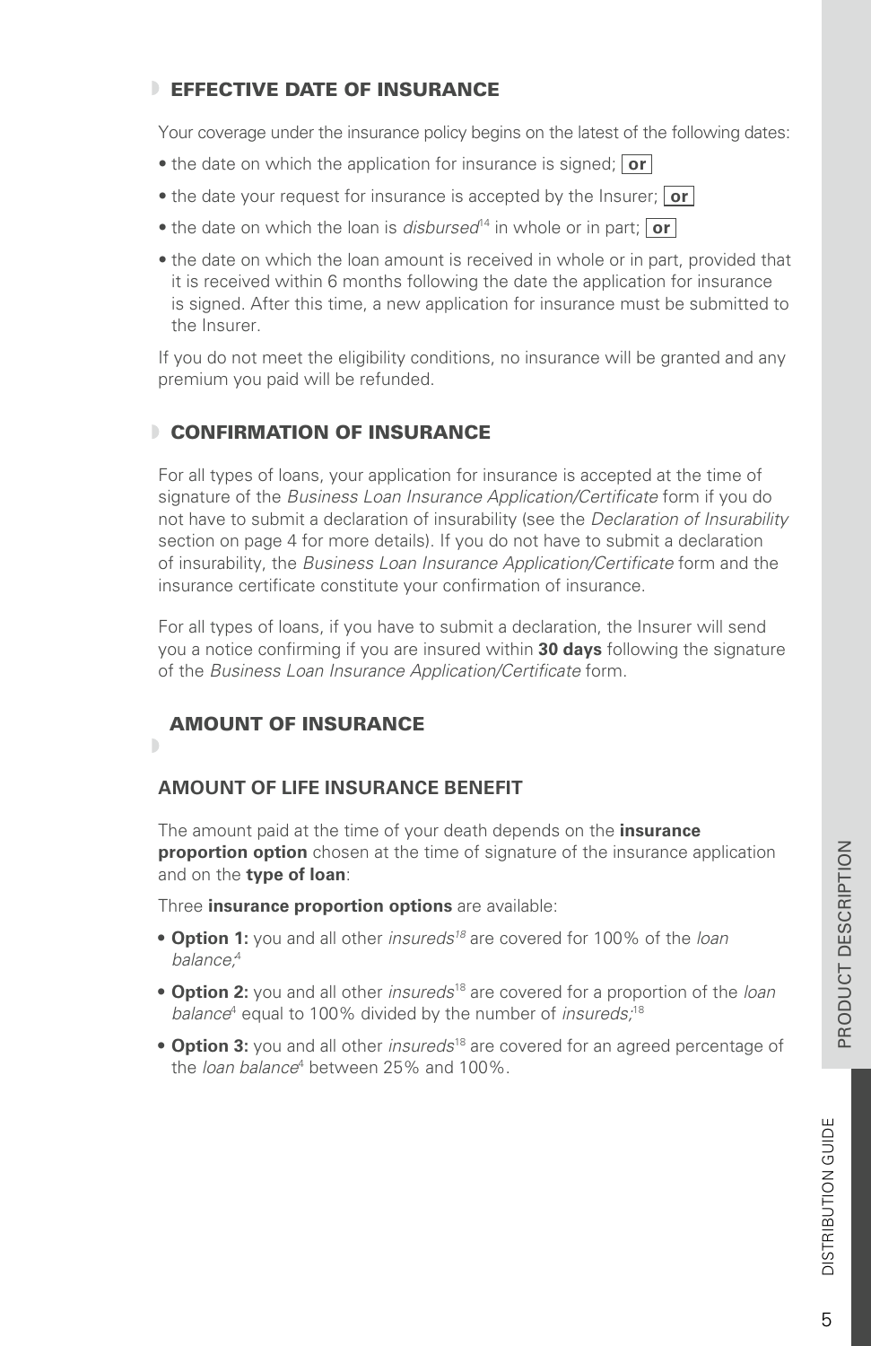## EFFECTIVE DATE OF INSURANCE

Your coverage under the insurance policy begins on the latest of the following dates:

- the date on which the application for insurance is signed; **or**
- the date your request for insurance is accepted by the Insurer; **or**
- the date on which the loan is *disbursed*[14] in whole or in part; **or**
- the date on which the loan amount is received in whole or in part, provided that it is received within 6 months following the date the application for insurance is signed. After this time, a new application for insurance must be submitted to the Insurer.

If you do not meet the eligibility conditions, no insurance will be granted and any premium you paid will be refunded.

## CONFIRMATION OF INSURANCE

For all types of loans, your application for insurance is accepted at the time of signature of the *Business Loan Insurance Application/Certificate* form if you do not have to submit a declaration of insurability (see the *Declaration of Insurability* section on page 4 for more details). If you do not have to submit a declaration of insurability, the *Business Loan Insurance Application/Certificate* form and the insurance certificate constitute your confirmation of insurance.

For all types of loans, if you have to submit a declaration, the Insurer will send you a notice confirming if you are insured within **30 days** following the signature of the *Business Loan Insurance Application/Certificate* form.

## AMOUNT OF INSURANCE

### AMOUNT OF LIFE INSURANCE BENEFIT

The amount paid at the time of your death depends on the **insurance proportion option** chosen at the time of signature of the insurance application and on the **type of loan**:

Three **insurance proportion options** are available:

- **Option 1:** you and all other *insureds*[18] are covered for 100% of the *loan balance*;[4]
- **Option 2:** you and all other *insureds*[18] are covered for a proportion of the *loan balance*[4] equal to 100% divided by the number of *insureds*;[18]
- **Option 3:** you and all other *insureds*[18] are covered for an agreed percentage of the *loan balance*[4] between 25% and 100%.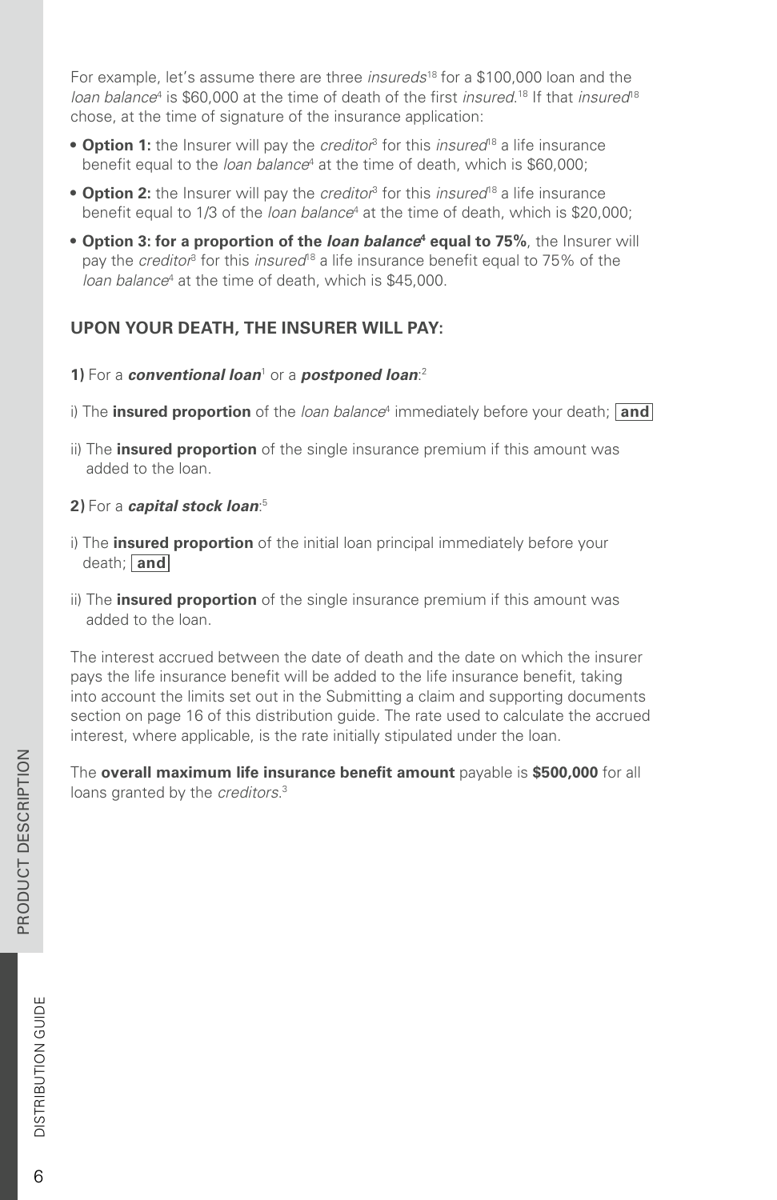For example, let's assume there are three *insureds*[18] for a $100,000 loan and the *loan balance*[4] is $60,000 at the time of death of the first *insured*.[18] If that *insured*[18] chose, at the time of signature of the insurance application:

- **Option 1:** the Insurer will pay the *creditor*[3] for this *insured*[18] a life insurance benefit equal to the *loan balance*[4] at the time of death, which is $60,000;
- **Option 2:** the Insurer will pay the *creditor*[3] for this *insured*[18] a life insurance benefit equal to 1/3 of the *loan balance*[4] at the time of death, which is $20,000;
- **Option 3: for a proportion of the *loan balance*[4] equal to 75%**, the Insurer will pay the *creditor*[3] for this *insured*[18] a life insurance benefit equal to 75% of the *loan balance*[4] at the time of death, which is $45,000.

## UPON YOUR DEATH, THE INSURER WILL PAY:

**1)** For a ***conventional loan***[1] or a ***postponed loan***:[2]

i) The **insured proportion** of the *loan balance*[4] immediately before your death; **and**

ii) The **insured proportion** of the single insurance premium if this amount was added to the loan.

**2)** For a ***capital stock loan***:[5]

i) The **insured proportion** of the initial loan principal immediately before your death; **and**

ii) The **insured proportion** of the single insurance premium if this amount was added to the loan.

The interest accrued between the date of death and the date on which the insurer pays the life insurance benefit will be added to the life insurance benefit, taking into account the limits set out in the Submitting a claim and supporting documents section on page 16 of this distribution guide. The rate used to calculate the accrued interest, where applicable, is the rate initially stipulated under the loan.

The **overall maximum life insurance benefit amount** payable is **$500,000** for all loans granted by the *creditors*.[3]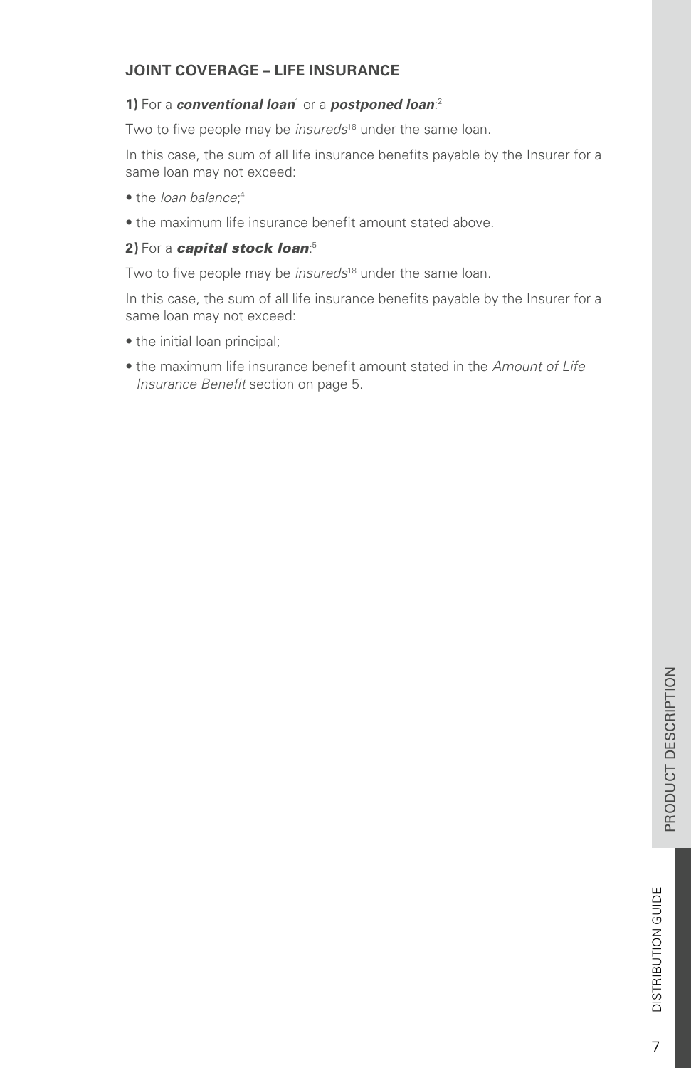### JOINT COVERAGE – LIFE INSURANCE

**1)** For a ***conventional loan***[1] or a ***postponed loan***:[2]

Two to five people may be *insureds*[18] under the same loan.

In this case, the sum of all life insurance benefits payable by the Insurer for a same loan may not exceed:

- the *loan balance*;[4]
- the maximum life insurance benefit amount stated above.

**2)** For a ***capital stock loan***:[5]

Two to five people may be *insureds*[18] under the same loan.

In this case, the sum of all life insurance benefits payable by the Insurer for a same loan may not exceed:

- the initial loan principal;
- the maximum life insurance benefit amount stated in the *Amount of Life Insurance Benefit* section on page 5.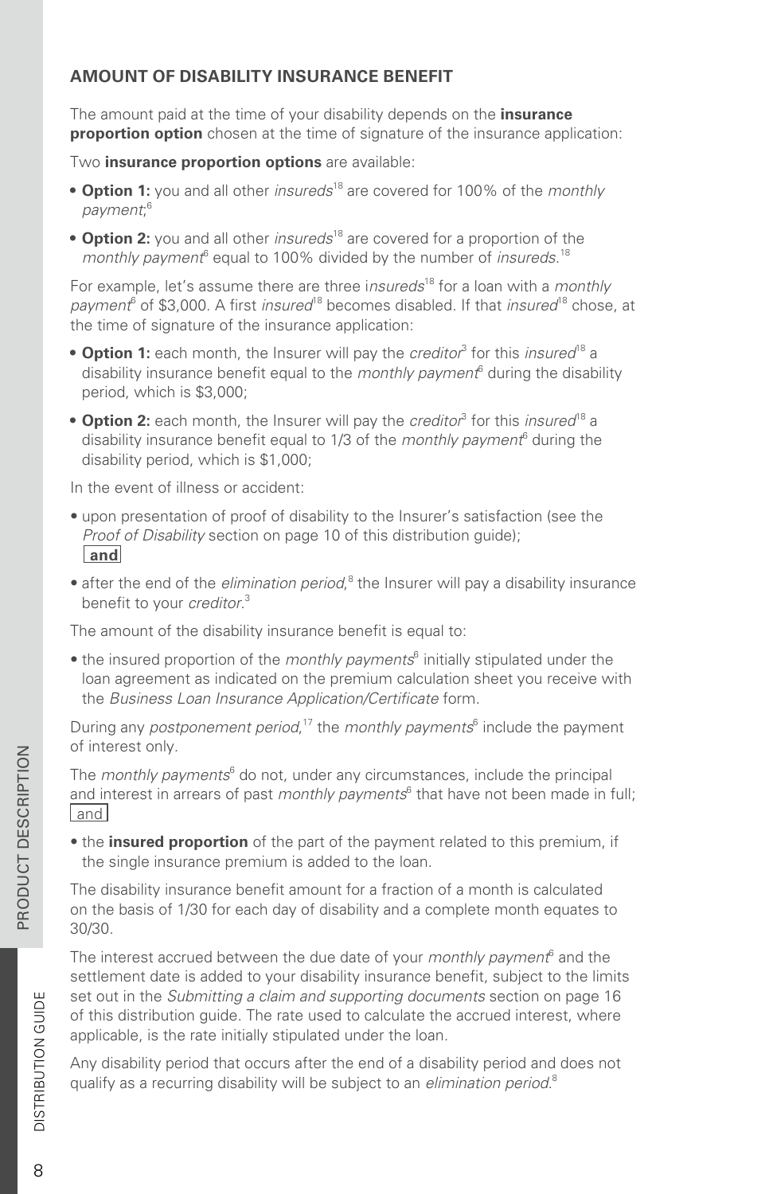## AMOUNT OF DISABILITY INSURANCE BENEFIT

The amount paid at the time of your disability depends on the **insurance proportion option** chosen at the time of signature of the insurance application:

Two **insurance proportion options** are available:

- **Option 1:** you and all other *insureds*[18] are covered for 100% of the *monthly payment*;[6]
- **Option 2:** you and all other *insureds*[18] are covered for a proportion of the *monthly payment*[6] equal to 100% divided by the number of *insureds*.[18]

For example, let's assume there are three *insureds*[18] for a loan with a *monthly payment*[6] of $3,000. A first *insured*[18] becomes disabled. If that *insured*[18] chose, at the time of signature of the insurance application:

- **Option 1:** each month, the Insurer will pay the *creditor*[3] for this *insured*[18] a disability insurance benefit equal to the *monthly payment*[6] during the disability period, which is $3,000;
- **Option 2:** each month, the Insurer will pay the *creditor*[3] for this *insured*[18] a disability insurance benefit equal to 1/3 of the *monthly payment*[6] during the disability period, which is $1,000;

In the event of illness or accident:

- upon presentation of proof of disability to the Insurer's satisfaction (see the *Proof of Disability* section on page 10 of this distribution guide);
  **and**
- after the end of the *elimination period*,[8] the Insurer will pay a disability insurance benefit to your *creditor*.[3]

The amount of the disability insurance benefit is equal to:

- the insured proportion of the *monthly payments*[6] initially stipulated under the loan agreement as indicated on the premium calculation sheet you receive with the *Business Loan Insurance Application/Certificate* form.

During any *postponement period*,[17] the *monthly payments*[6] include the payment of interest only.

The *monthly payments*[6] do not, under any circumstances, include the principal and interest in arrears of past *monthly payments*[6] that have not been made in full;
and

- the **insured proportion** of the part of the payment related to this premium, if the single insurance premium is added to the loan.

The disability insurance benefit amount for a fraction of a month is calculated on the basis of 1/30 for each day of disability and a complete month equates to 30/30.

The interest accrued between the due date of your *monthly payment*[6] and the settlement date is added to your disability insurance benefit, subject to the limits set out in the *Submitting a claim and supporting documents* section on page 16 of this distribution guide. The rate used to calculate the accrued interest, where applicable, is the rate initially stipulated under the loan.

Any disability period that occurs after the end of a disability period and does not qualify as a recurring disability will be subject to an *elimination period*.[8]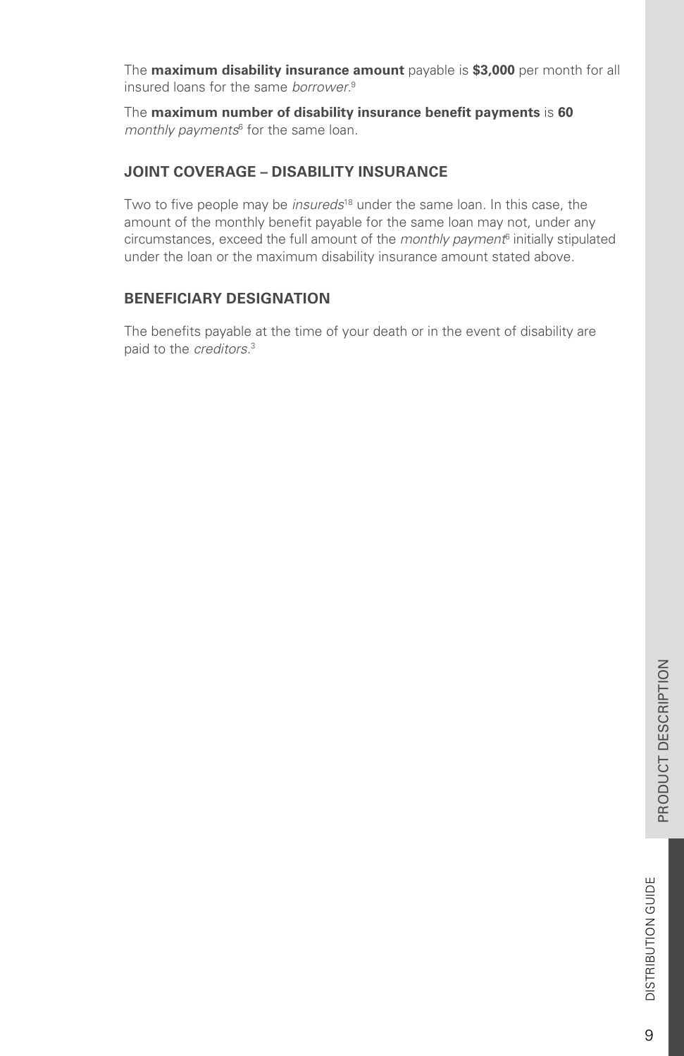The **maximum disability insurance amount** payable is **$3,000** per month for all insured loans for the same *borrower*.[9]

The **maximum number of disability insurance benefit payments** is **60** *monthly payments*[6] for the same loan.

## JOINT COVERAGE – DISABILITY INSURANCE

Two to five people may be *insureds*[18] under the same loan. In this case, the amount of the monthly benefit payable for the same loan may not, under any circumstances, exceed the full amount of the *monthly payment*[6] initially stipulated under the loan or the maximum disability insurance amount stated above.

## BENEFICIARY DESIGNATION

The benefits payable at the time of your death or in the event of disability are paid to the *creditors*.[3]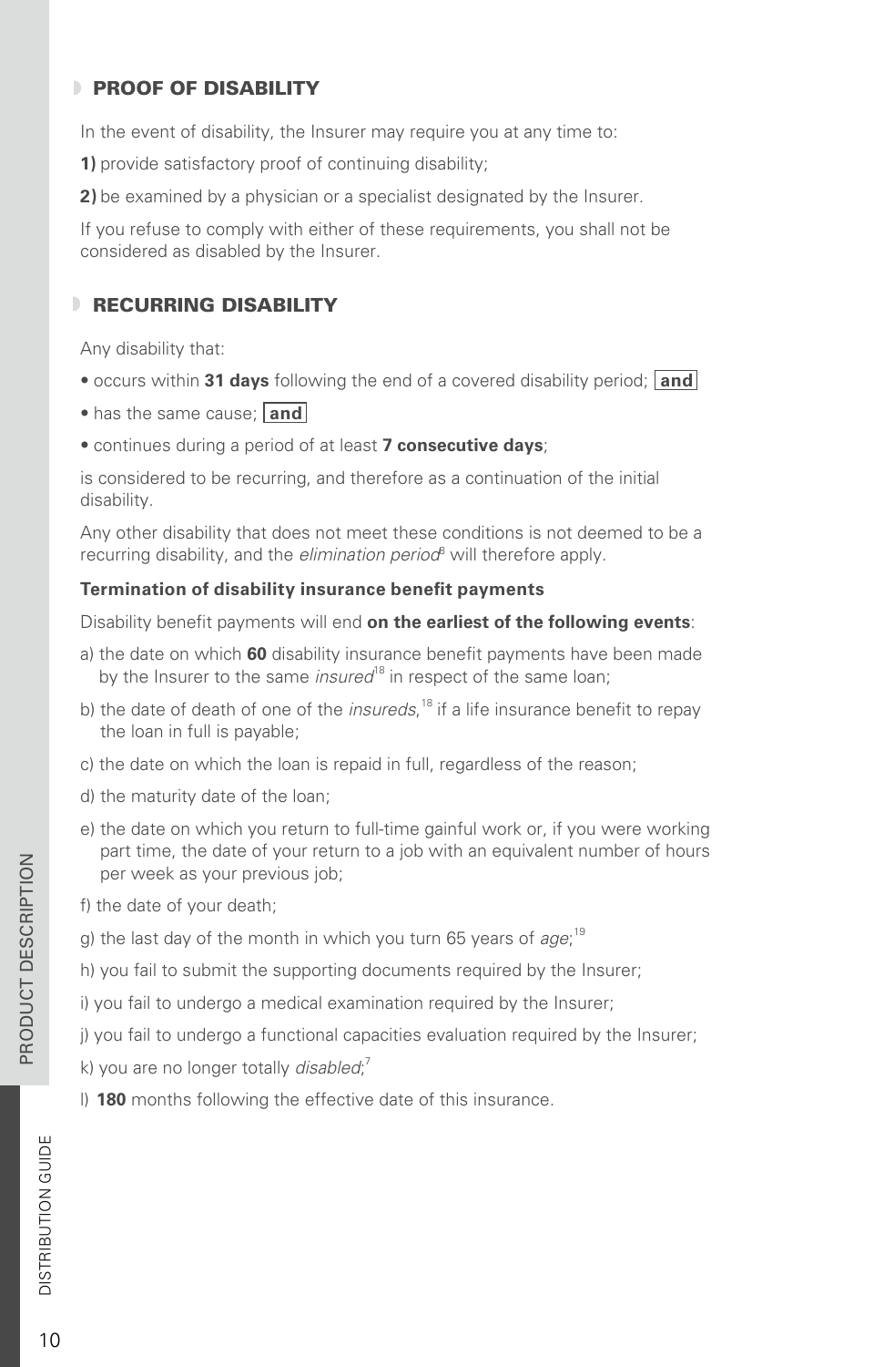## PROOF OF DISABILITY

In the event of disability, the Insurer may require you at any time to:

**1)** provide satisfactory proof of continuing disability;

**2)** be examined by a physician or a specialist designated by the Insurer.

If you refuse to comply with either of these requirements, you shall not be considered as disabled by the Insurer.

## RECURRING DISABILITY

Any disability that:

- occurs within **31 days** following the end of a covered disability period; **and**
- has the same cause; **and**
- continues during a period of at least **7 consecutive days**;

is considered to be recurring, and therefore as a continuation of the initial disability.

Any other disability that does not meet these conditions is not deemed to be a recurring disability, and the *elimination period*[8] will therefore apply.

**Termination of disability insurance benefit payments**

Disability benefit payments will end **on the earliest of the following events**:

a) the date on which **60** disability insurance benefit payments have been made by the Insurer to the same *insured*[18] in respect of the same loan;

b) the date of death of one of the *insureds*,[18] if a life insurance benefit to repay the loan in full is payable;

c) the date on which the loan is repaid in full, regardless of the reason;

d) the maturity date of the loan;

e) the date on which you return to full-time gainful work or, if you were working part time, the date of your return to a job with an equivalent number of hours per week as your previous job;

f) the date of your death;

g) the last day of the month in which you turn 65 years of *age*;[19]

h) you fail to submit the supporting documents required by the Insurer;

i) you fail to undergo a medical examination required by the Insurer;

j) you fail to undergo a functional capacities evaluation required by the Insurer;

k) you are no longer totally *disabled*;[7]

l) **180** months following the effective date of this insurance.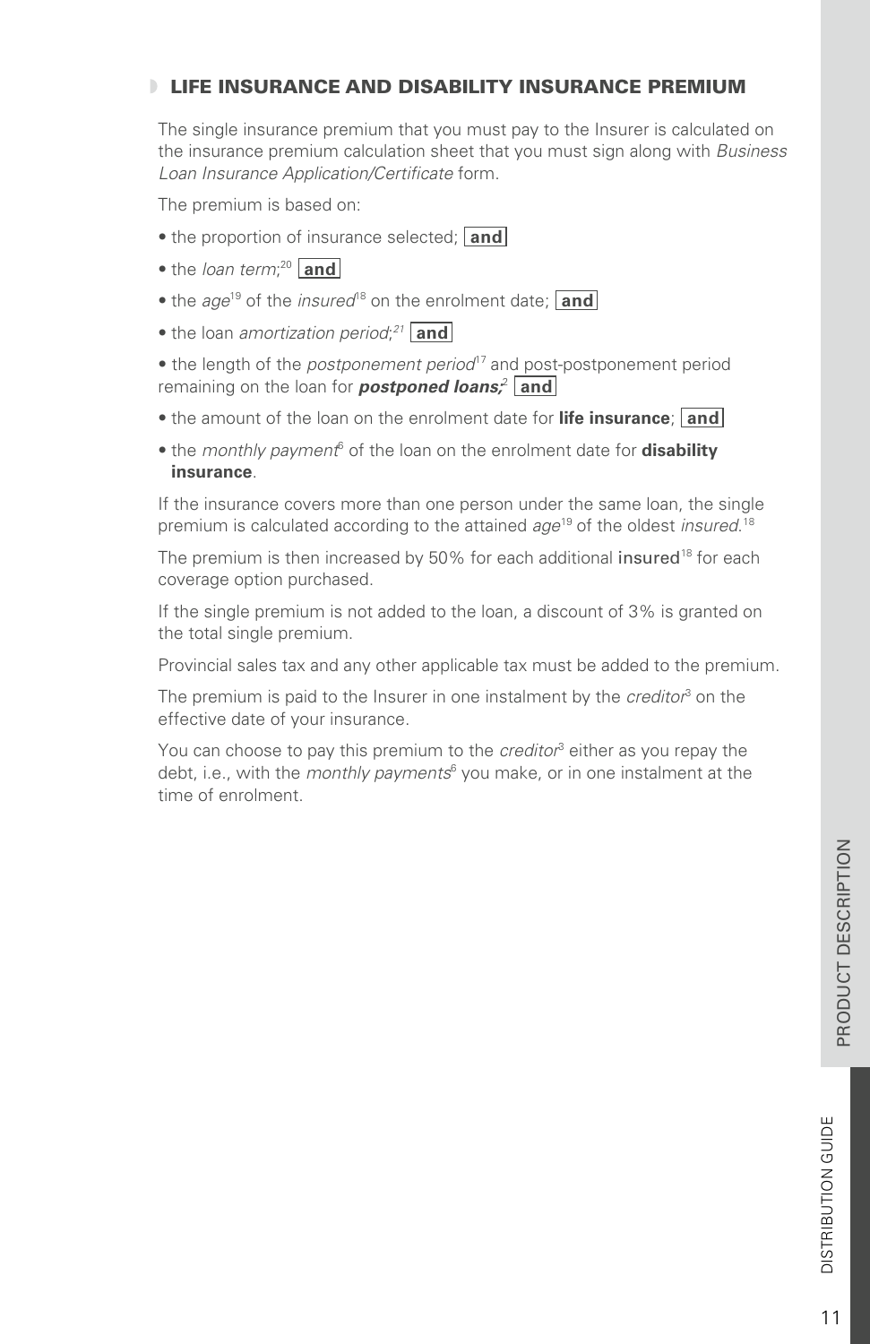## LIFE INSURANCE AND DISABILITY INSURANCE PREMIUM

The single insurance premium that you must pay to the Insurer is calculated on the insurance premium calculation sheet that you must sign along with *Business Loan Insurance Application/Certificate* form.

The premium is based on:

- the proportion of insurance selected; **and**
- the *loan term*;[20] **and**
- the *age*[19] of the *insured*[18] on the enrolment date; **and**
- the loan *amortization period*;[21] **and**
- the length of the *postponement period*[17] and post-postponement period remaining on the loan for ***postponed loans;***[2] **and**
- the amount of the loan on the enrolment date for **life insurance**; **and**
- the *monthly payment*[6] of the loan on the enrolment date for **disability insurance**.

If the insurance covers more than one person under the same loan, the single premium is calculated according to the attained *age*[19] of the oldest *insured*.[18]

The premium is then increased by 50% for each additional insured[18] for each coverage option purchased.

If the single premium is not added to the loan, a discount of 3% is granted on the total single premium.

Provincial sales tax and any other applicable tax must be added to the premium.

The premium is paid to the Insurer in one instalment by the *creditor*[3] on the effective date of your insurance.

You can choose to pay this premium to the *creditor*[3] either as you repay the debt, i.e., with the *monthly payments*[6] you make, or in one instalment at the time of enrolment.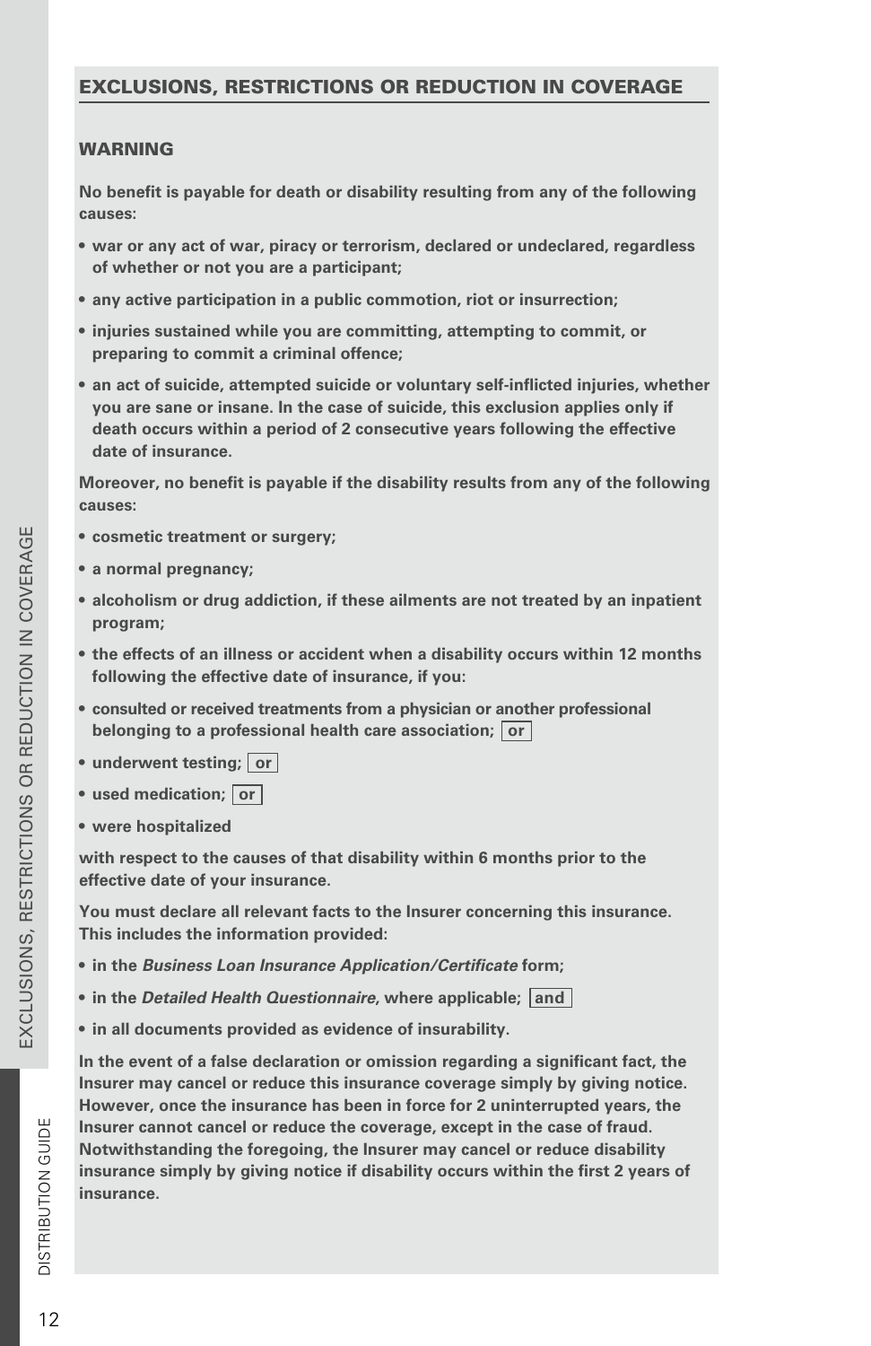## EXCLUSIONS, RESTRICTIONS OR REDUCTION IN COVERAGE

### WARNING

**No benefit is payable for death or disability resulting from any of the following causes:**

- **war or any act of war, piracy or terrorism, declared or undeclared, regardless of whether or not you are a participant;**
- **any active participation in a public commotion, riot or insurrection;**
- **injuries sustained while you are committing, attempting to commit, or preparing to commit a criminal offence;**
- **an act of suicide, attempted suicide or voluntary self-inflicted injuries, whether you are sane or insane. In the case of suicide, this exclusion applies only if death occurs within a period of 2 consecutive years following the effective date of insurance.**

**Moreover, no benefit is payable if the disability results from any of the following causes:**

- **cosmetic treatment or surgery;**
- **a normal pregnancy;**
- **alcoholism or drug addiction, if these ailments are not treated by an inpatient program;**
- **the effects of an illness or accident when a disability occurs within 12 months following the effective date of insurance, if you:**
- **consulted or received treatments from a physician or another professional belonging to a professional health care association; or**
- **underwent testing; or**
- **used medication; or**
- **were hospitalized**

**with respect to the causes of that disability within 6 months prior to the effective date of your insurance.**

**You must declare all relevant facts to the Insurer concerning this insurance. This includes the information provided:**

- **in the *Business Loan Insurance Application/Certificate* form;**
- **in the *Detailed Health Questionnaire*, where applicable; and**
- **in all documents provided as evidence of insurability.**

**In the event of a false declaration or omission regarding a significant fact, the Insurer may cancel or reduce this insurance coverage simply by giving notice. However, once the insurance has been in force for 2 uninterrupted years, the Insurer cannot cancel or reduce the coverage, except in the case of fraud. Notwithstanding the foregoing, the Insurer may cancel or reduce disability insurance simply by giving notice if disability occurs within the first 2 years of insurance.**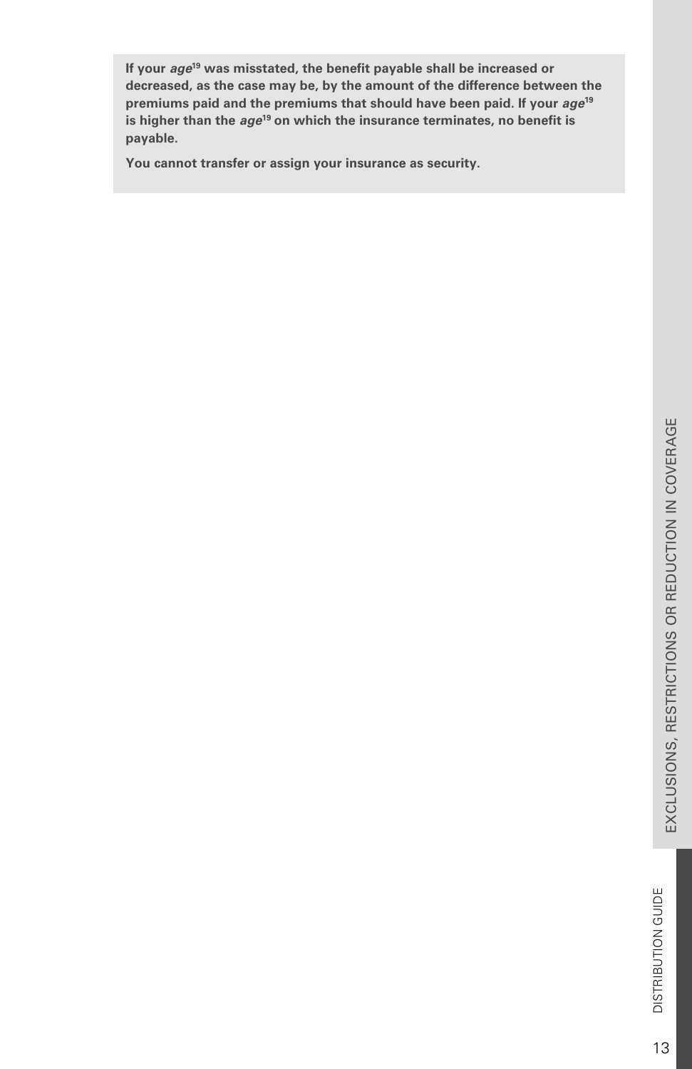**If your *age*[19] was misstated, the benefit payable shall be increased or decreased, as the case may be, by the amount of the difference between the premiums paid and the premiums that should have been paid. If your *age*[19] is higher than the *age*[19] on which the insurance terminates, no benefit is payable.**

**You cannot transfer or assign your insurance as security.**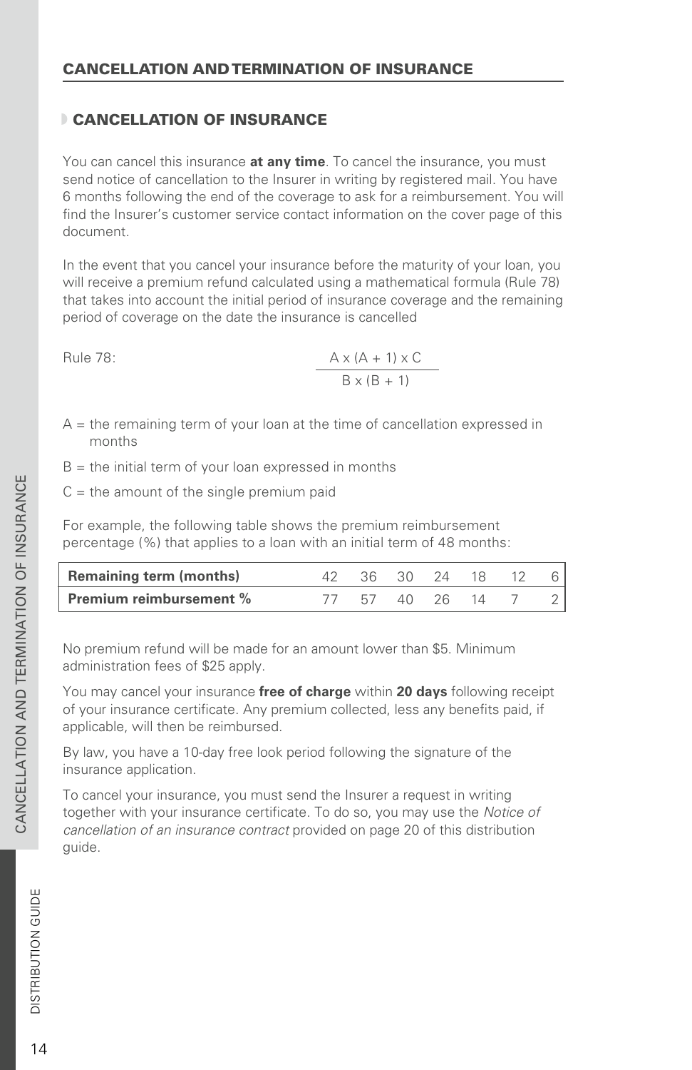## CANCELLATION AND TERMINATION OF INSURANCE

### CANCELLATION OF INSURANCE

You can cancel this insurance **at any time**. To cancel the insurance, you must send notice of cancellation to the Insurer in writing by registered mail. You have 6 months following the end of the coverage to ask for a reimbursement. You will find the Insurer's customer service contact information on the cover page of this document.

In the event that you cancel your insurance before the maturity of your loan, you will receive a premium refund calculated using a mathematical formula (Rule 78) that takes into account the initial period of insurance coverage and the remaining period of coverage on the date the insurance is cancelled

Rule 78:

$$\frac{A \times (A + 1) \times C}{B \times (B + 1)}$$

A = the remaining term of your loan at the time of cancellation expressed in months

B = the initial term of your loan expressed in months

C = the amount of the single premium paid

For example, the following table shows the premium reimbursement percentage (%) that applies to a loan with an initial term of 48 months:

| **Remaining term (months)** | 42 | 36 | 30 | 24 | 18 | 12 | 6 |
|---|---|---|---|---|---|---|---|
| **Premium reimbursement %** | 77 | 57 | 40 | 26 | 14 | 7 | 2 |

No premium refund will be made for an amount lower than $5. Minimum administration fees of $25 apply.

You may cancel your insurance **free of charge** within **20 days** following receipt of your insurance certificate. Any premium collected, less any benefits paid, if applicable, will then be reimbursed.

By law, you have a 10-day free look period following the signature of the insurance application.

To cancel your insurance, you must send the Insurer a request in writing together with your insurance certificate. To do so, you may use the *Notice of cancellation of an insurance contract* provided on page 20 of this distribution guide.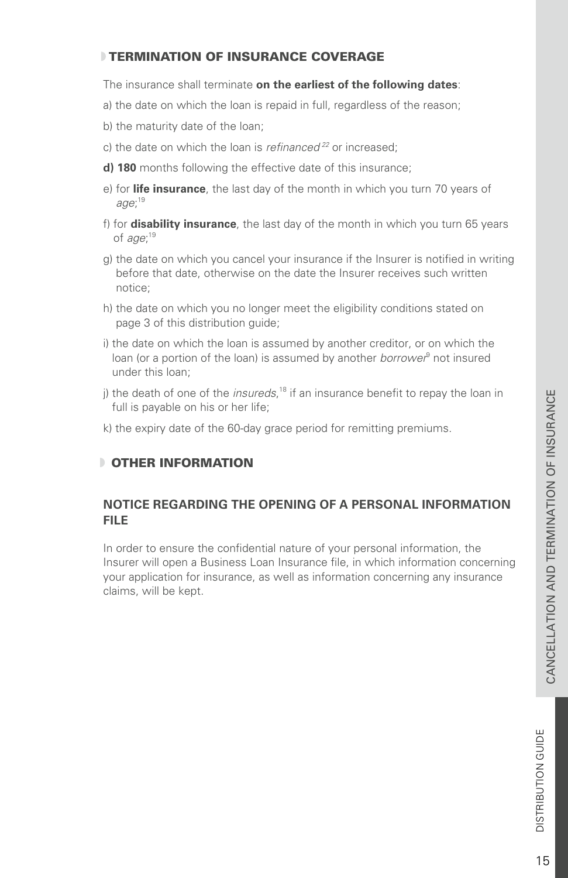## TERMINATION OF INSURANCE COVERAGE

The insurance shall terminate **on the earliest of the following dates**:

a) the date on which the loan is repaid in full, regardless of the reason;

b) the maturity date of the loan;

c) the date on which the loan is *refinanced*[22] or increased;

**d) 180** months following the effective date of this insurance;

e) for **life insurance**, the last day of the month in which you turn 70 years of *age*;[19]

f) for **disability insurance**, the last day of the month in which you turn 65 years of *age*;[19]

g) the date on which you cancel your insurance if the Insurer is notified in writing before that date, otherwise on the date the Insurer receives such written notice;

h) the date on which you no longer meet the eligibility conditions stated on page 3 of this distribution guide;

i) the date on which the loan is assumed by another creditor, or on which the loan (or a portion of the loan) is assumed by another *borrower*[9] not insured under this loan;

j) the death of one of the *insureds*,[18] if an insurance benefit to repay the loan in full is payable on his or her life;

k) the expiry date of the 60-day grace period for remitting premiums.

## OTHER INFORMATION

### NOTICE REGARDING THE OPENING OF A PERSONAL INFORMATION FILE

In order to ensure the confidential nature of your personal information, the Insurer will open a Business Loan Insurance file, in which information concerning your application for insurance, as well as information concerning any insurance claims, will be kept.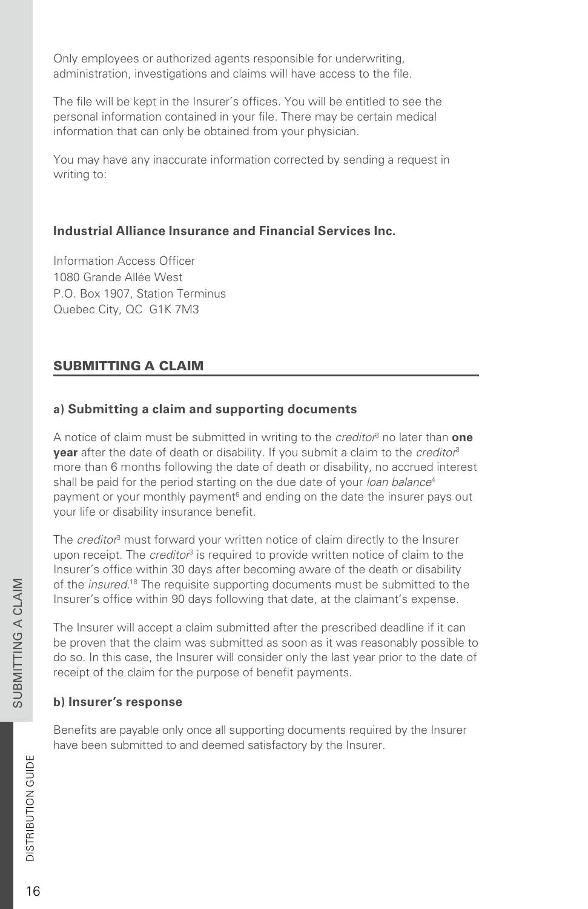Only employees or authorized agents responsible for underwriting, administration, investigations and claims will have access to the file.

The file will be kept in the Insurer's offices. You will be entitled to see the personal information contained in your file. There may be certain medical information that can only be obtained from your physician.

You may have any inaccurate information corrected by sending a request in writing to:

**Industrial Alliance Insurance and Financial Services Inc.**

Information Access Officer
1080 Grande Allée West
P.O. Box 1907, Station Terminus
Quebec City, QC G1K 7M3

## SUBMITTING A CLAIM

### a) Submitting a claim and supporting documents

A notice of claim must be submitted in writing to the *creditor*[3] no later than **one year** after the date of death or disability. If you submit a claim to the *creditor*[3] more than 6 months following the date of death or disability, no accrued interest shall be paid for the period starting on the due date of your *loan balance*[4] payment or your monthly payment[6] and ending on the date the insurer pays out your life or disability insurance benefit.

The *creditor*[3] must forward your written notice of claim directly to the Insurer upon receipt. The *creditor*[3] is required to provide written notice of claim to the Insurer's office within 30 days after becoming aware of the death or disability of the *insured*.[18] The requisite supporting documents must be submitted to the Insurer's office within 90 days following that date, at the claimant's expense.

The Insurer will accept a claim submitted after the prescribed deadline if it can be proven that the claim was submitted as soon as it was reasonably possible to do so. In this case, the Insurer will consider only the last year prior to the date of receipt of the claim for the purpose of benefit payments.

### b) Insurer's response

Benefits are payable only once all supporting documents required by the Insurer have been submitted to and deemed satisfactory by the Insurer.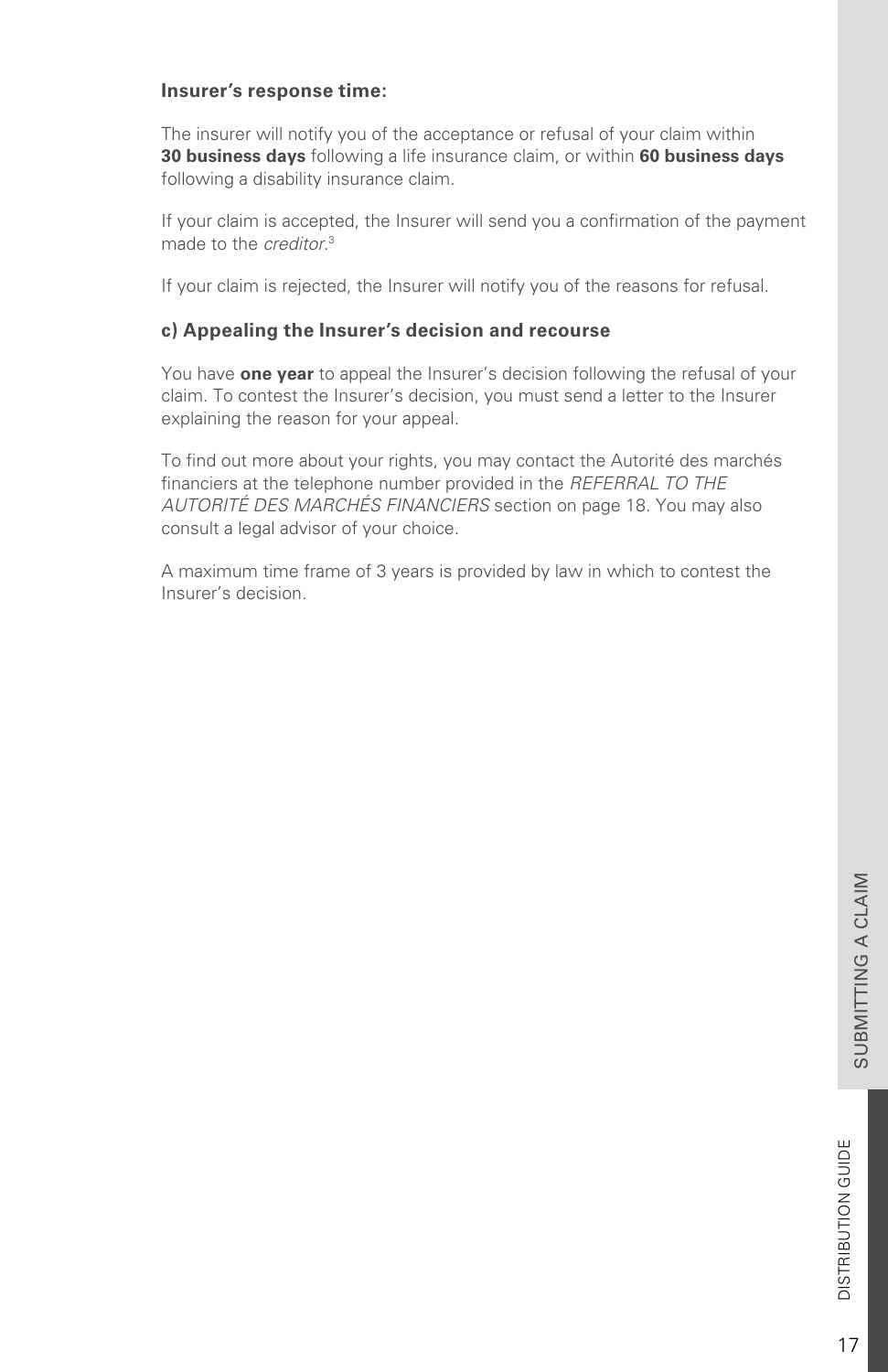**Insurer's response time:**

The insurer will notify you of the acceptance or refusal of your claim within **30 business days** following a life insurance claim, or within **60 business days** following a disability insurance claim.

If your claim is accepted, the Insurer will send you a confirmation of the payment made to the *creditor*.[3]

If your claim is rejected, the Insurer will notify you of the reasons for refusal.

**c) Appealing the Insurer's decision and recourse**

You have **one year** to appeal the Insurer's decision following the refusal of your claim. To contest the Insurer's decision, you must send a letter to the Insurer explaining the reason for your appeal.

To find out more about your rights, you may contact the Autorité des marchés financiers at the telephone number provided in the *REFERRAL TO THE AUTORITÉ DES MARCHÉS FINANCIERS* section on page 18. You may also consult a legal advisor of your choice.

A maximum time frame of 3 years is provided by law in which to contest the Insurer's decision.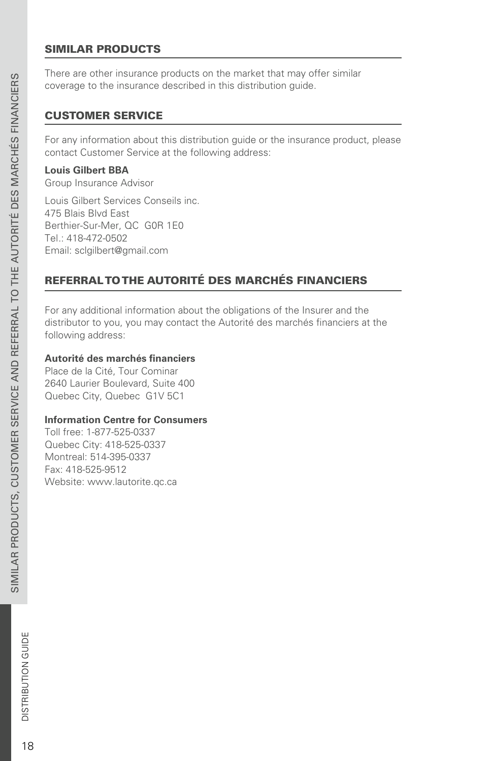## SIMILAR PRODUCTS

There are other insurance products on the market that may offer similar coverage to the insurance described in this distribution guide.

## CUSTOMER SERVICE

For any information about this distribution guide or the insurance product, please contact Customer Service at the following address:

**Louis Gilbert BBA**
Group Insurance Advisor

Louis Gilbert Services Conseils inc.
475 Blais Blvd East
Berthier-Sur-Mer, QC G0R 1E0
Tel.: 418-472-0502
Email: sclgilbert@gmail.com

## REFERRAL TO THE AUTORITÉ DES MARCHÉS FINANCIERS

For any additional information about the obligations of the Insurer and the distributor to you, you may contact the Autorité des marchés financiers at the following address:

**Autorité des marchés financiers**
Place de la Cité, Tour Cominar
2640 Laurier Boulevard, Suite 400
Quebec City, Quebec G1V 5C1

**Information Centre for Consumers**
Toll free: 1-877-525-0337
Quebec City: 418-525-0337
Montreal: 514-395-0337
Fax: 418-525-9512
Website: www.lautorite.qc.ca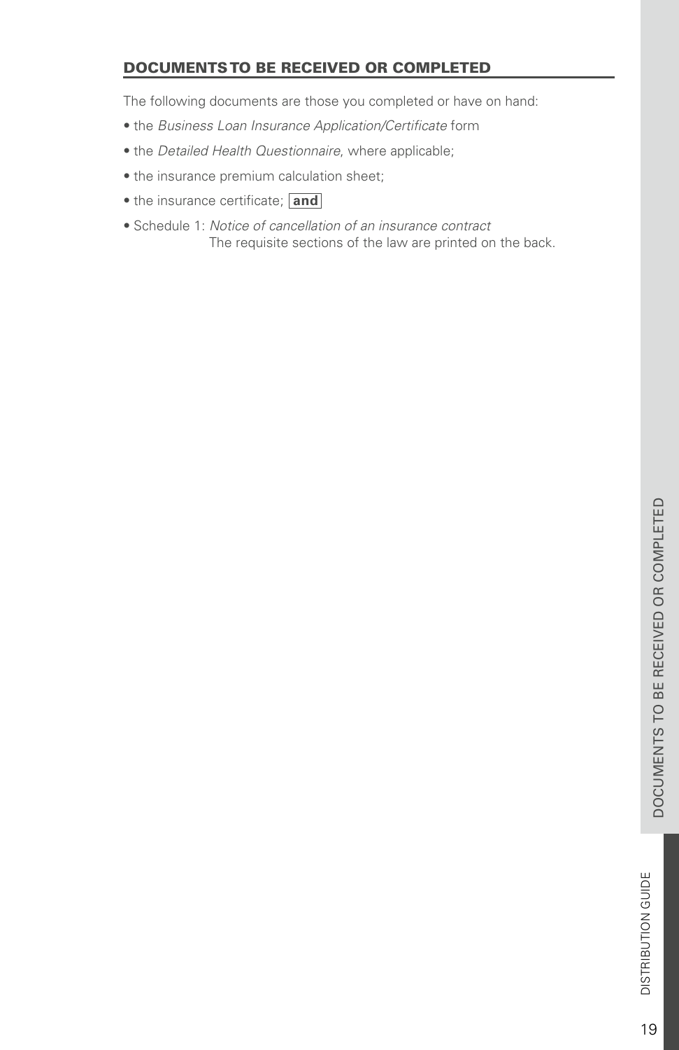## DOCUMENTS TO BE RECEIVED OR COMPLETED

The following documents are those you completed or have on hand:

- the *Business Loan Insurance Application/Certificate* form
- the *Detailed Health Questionnaire*, where applicable;
- the insurance premium calculation sheet;
- the insurance certificate; **and**
- Schedule 1: *Notice of cancellation of an insurance contract*
  The requisite sections of the law are printed on the back.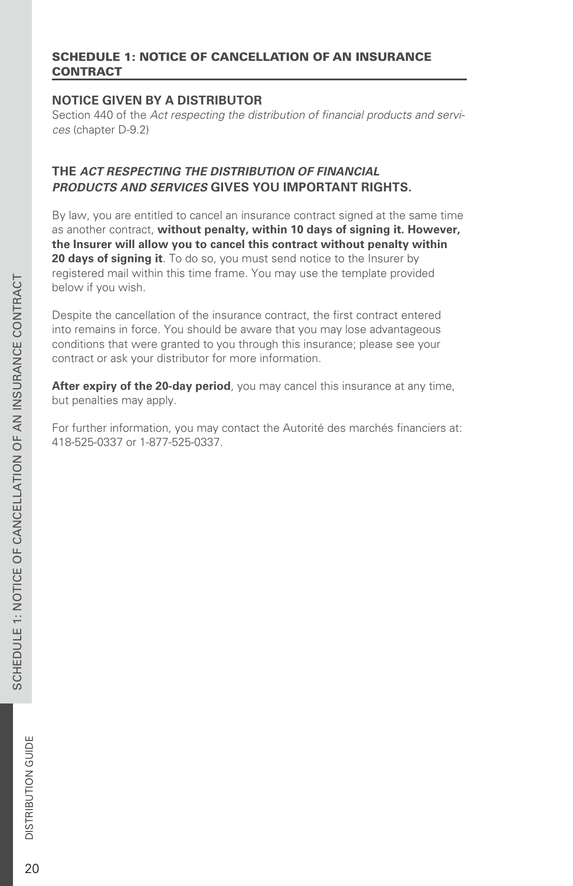## SCHEDULE 1: NOTICE OF CANCELLATION OF AN INSURANCE CONTRACT

### NOTICE GIVEN BY A DISTRIBUTOR

Section 440 of the *Act respecting the distribution of financial products and services* (chapter D-9.2)

### THE *ACT RESPECTING THE DISTRIBUTION OF FINANCIAL PRODUCTS AND SERVICES* GIVES YOU IMPORTANT RIGHTS.

By law, you are entitled to cancel an insurance contract signed at the same time as another contract, **without penalty, within 10 days of signing it. However, the Insurer will allow you to cancel this contract without penalty within 20 days of signing it**. To do so, you must send notice to the Insurer by registered mail within this time frame. You may use the template provided below if you wish.

Despite the cancellation of the insurance contract, the first contract entered into remains in force. You should be aware that you may lose advantageous conditions that were granted to you through this insurance; please see your contract or ask your distributor for more information.

**After expiry of the 20-day period**, you may cancel this insurance at any time, but penalties may apply.

For further information, you may contact the Autorité des marchés financiers at: 418-525-0337 or 1-877-525-0337.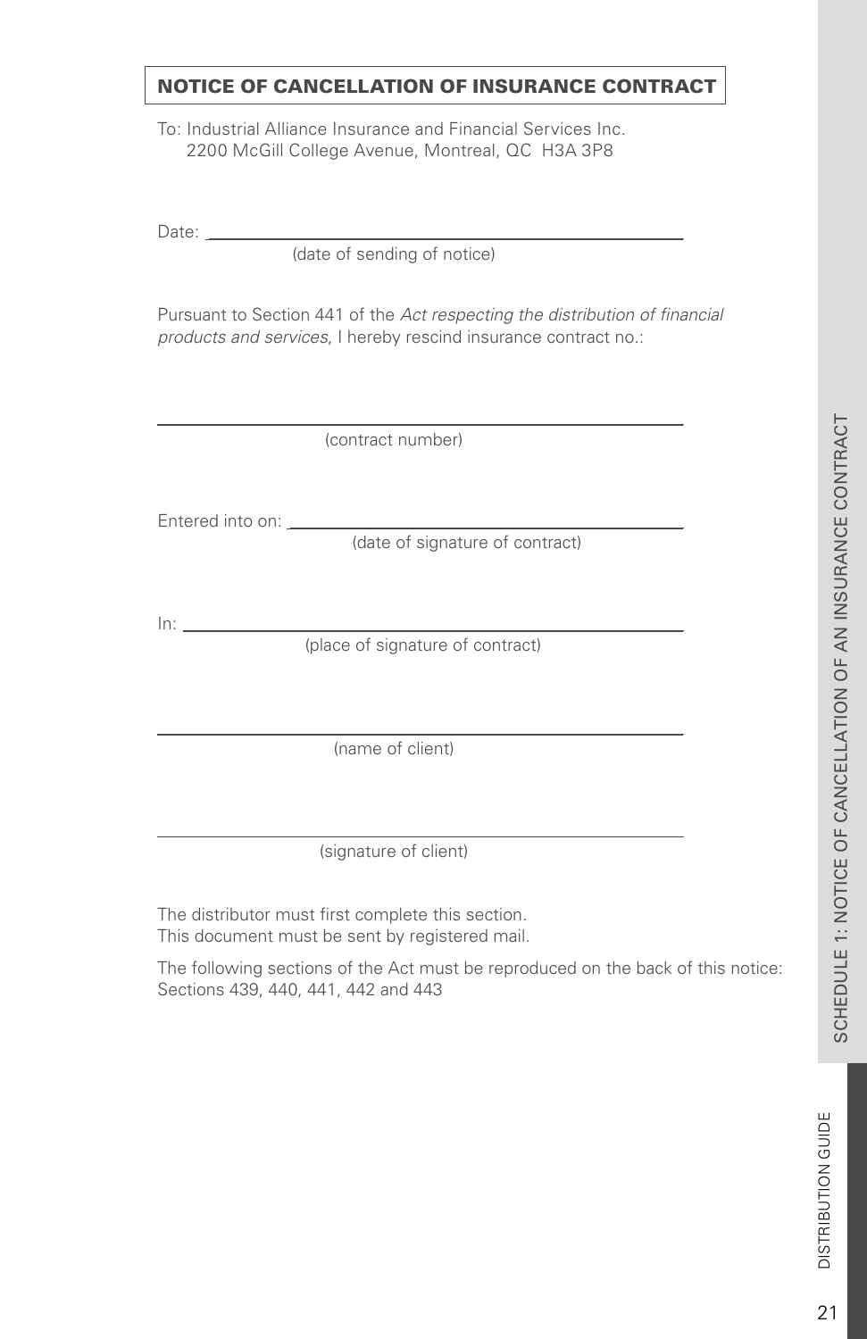## NOTICE OF CANCELLATION OF INSURANCE CONTRACT

To: Industrial Alliance Insurance and Financial Services Inc.
2200 McGill College Avenue, Montreal, QC H3A 3P8

Date: ______________________________________________
(date of sending of notice)

Pursuant to Section 441 of the *Act respecting the distribution of financial products and services*, I hereby rescind insurance contract no.:

______________________________________________
(contract number)

Entered into on: ______________________________________________
(date of signature of contract)

In: ______________________________________________
(place of signature of contract)

______________________________________________
(name of client)

______________________________________________
(signature of client)

The distributor must first complete this section.
This document must be sent by registered mail.

The following sections of the Act must be reproduced on the back of this notice: Sections 439, 440, 441, 442 and 443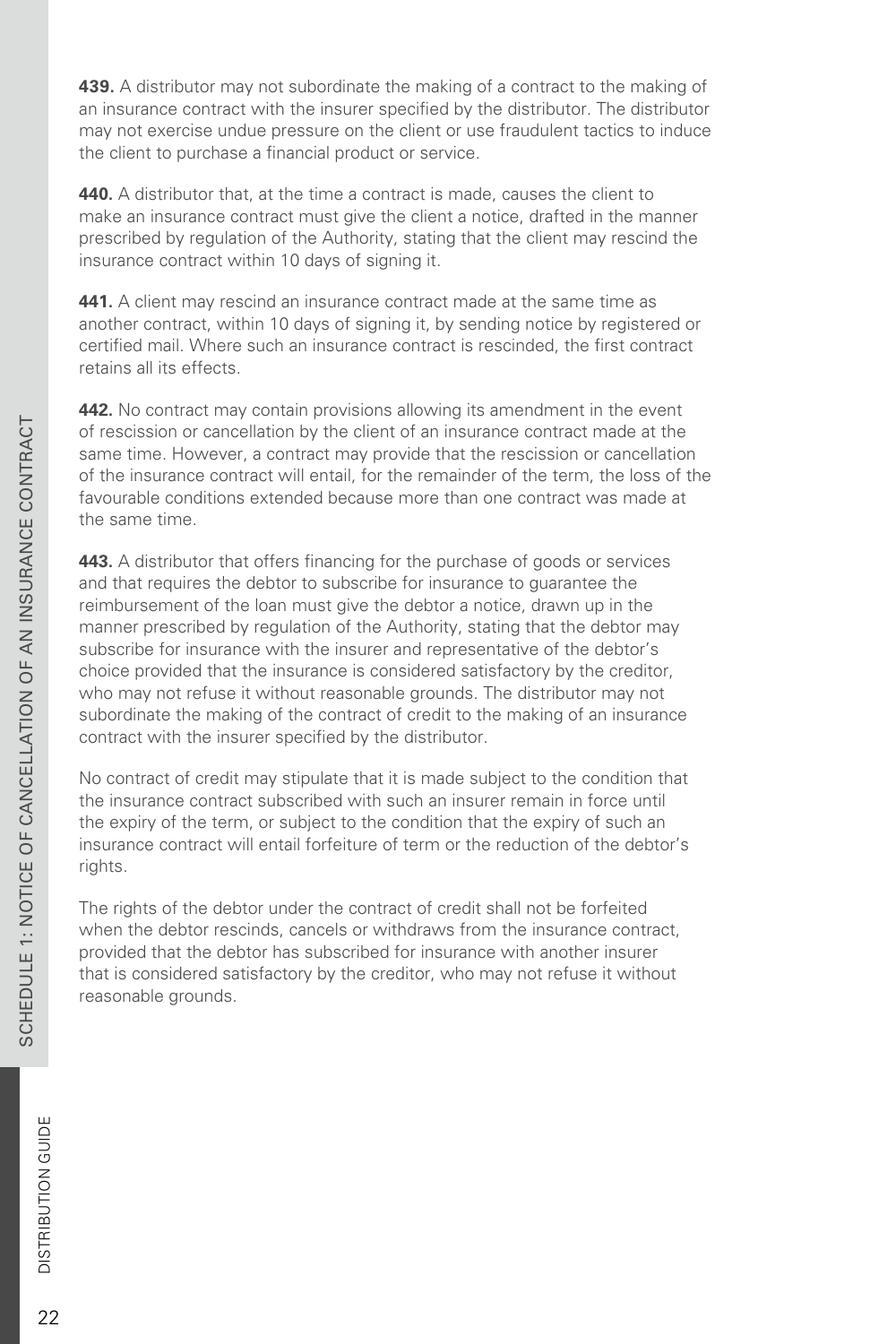**439.** A distributor may not subordinate the making of a contract to the making of an insurance contract with the insurer specified by the distributor. The distributor may not exercise undue pressure on the client or use fraudulent tactics to induce the client to purchase a financial product or service.

**440.** A distributor that, at the time a contract is made, causes the client to make an insurance contract must give the client a notice, drafted in the manner prescribed by regulation of the Authority, stating that the client may rescind the insurance contract within 10 days of signing it.

**441.** A client may rescind an insurance contract made at the same time as another contract, within 10 days of signing it, by sending notice by registered or certified mail. Where such an insurance contract is rescinded, the first contract retains all its effects.

**442.** No contract may contain provisions allowing its amendment in the event of rescission or cancellation by the client of an insurance contract made at the same time. However, a contract may provide that the rescission or cancellation of the insurance contract will entail, for the remainder of the term, the loss of the favourable conditions extended because more than one contract was made at the same time.

**443.** A distributor that offers financing for the purchase of goods or services and that requires the debtor to subscribe for insurance to guarantee the reimbursement of the loan must give the debtor a notice, drawn up in the manner prescribed by regulation of the Authority, stating that the debtor may subscribe for insurance with the insurer and representative of the debtor's choice provided that the insurance is considered satisfactory by the creditor, who may not refuse it without reasonable grounds. The distributor may not subordinate the making of the contract of credit to the making of an insurance contract with the insurer specified by the distributor.

No contract of credit may stipulate that it is made subject to the condition that the insurance contract subscribed with such an insurer remain in force until the expiry of the term, or subject to the condition that the expiry of such an insurance contract will entail forfeiture of term or the reduction of the debtor's rights.

The rights of the debtor under the contract of credit shall not be forfeited when the debtor rescinds, cancels or withdraws from the insurance contract, provided that the debtor has subscribed for insurance with another insurer that is considered satisfactory by the creditor, who may not refuse it without reasonable grounds.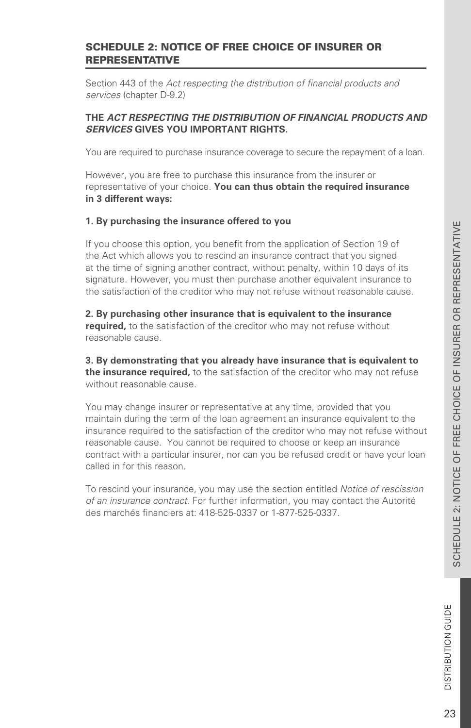## SCHEDULE 2: NOTICE OF FREE CHOICE OF INSURER OR REPRESENTATIVE

Section 443 of the *Act respecting the distribution of financial products and services* (chapter D-9.2)

**THE *ACT RESPECTING THE DISTRIBUTION OF FINANCIAL PRODUCTS AND SERVICES* GIVES YOU IMPORTANT RIGHTS.**

You are required to purchase insurance coverage to secure the repayment of a loan.

However, you are free to purchase this insurance from the insurer or representative of your choice. **You can thus obtain the required insurance in 3 different ways:**

**1. By purchasing the insurance offered to you**

If you choose this option, you benefit from the application of Section 19 of the Act which allows you to rescind an insurance contract that you signed at the time of signing another contract, without penalty, within 10 days of its signature. However, you must then purchase another equivalent insurance to the satisfaction of the creditor who may not refuse without reasonable cause.

**2. By purchasing other insurance that is equivalent to the insurance required,** to the satisfaction of the creditor who may not refuse without reasonable cause.

**3. By demonstrating that you already have insurance that is equivalent to the insurance required,** to the satisfaction of the creditor who may not refuse without reasonable cause.

You may change insurer or representative at any time, provided that you maintain during the term of the loan agreement an insurance equivalent to the insurance required to the satisfaction of the creditor who may not refuse without reasonable cause. You cannot be required to choose or keep an insurance contract with a particular insurer, nor can you be refused credit or have your loan called in for this reason.

To rescind your insurance, you may use the section entitled *Notice of rescission of an insurance contract*. For further information, you may contact the Autorité des marchés financiers at: 418-525-0337 or 1-877-525-0337.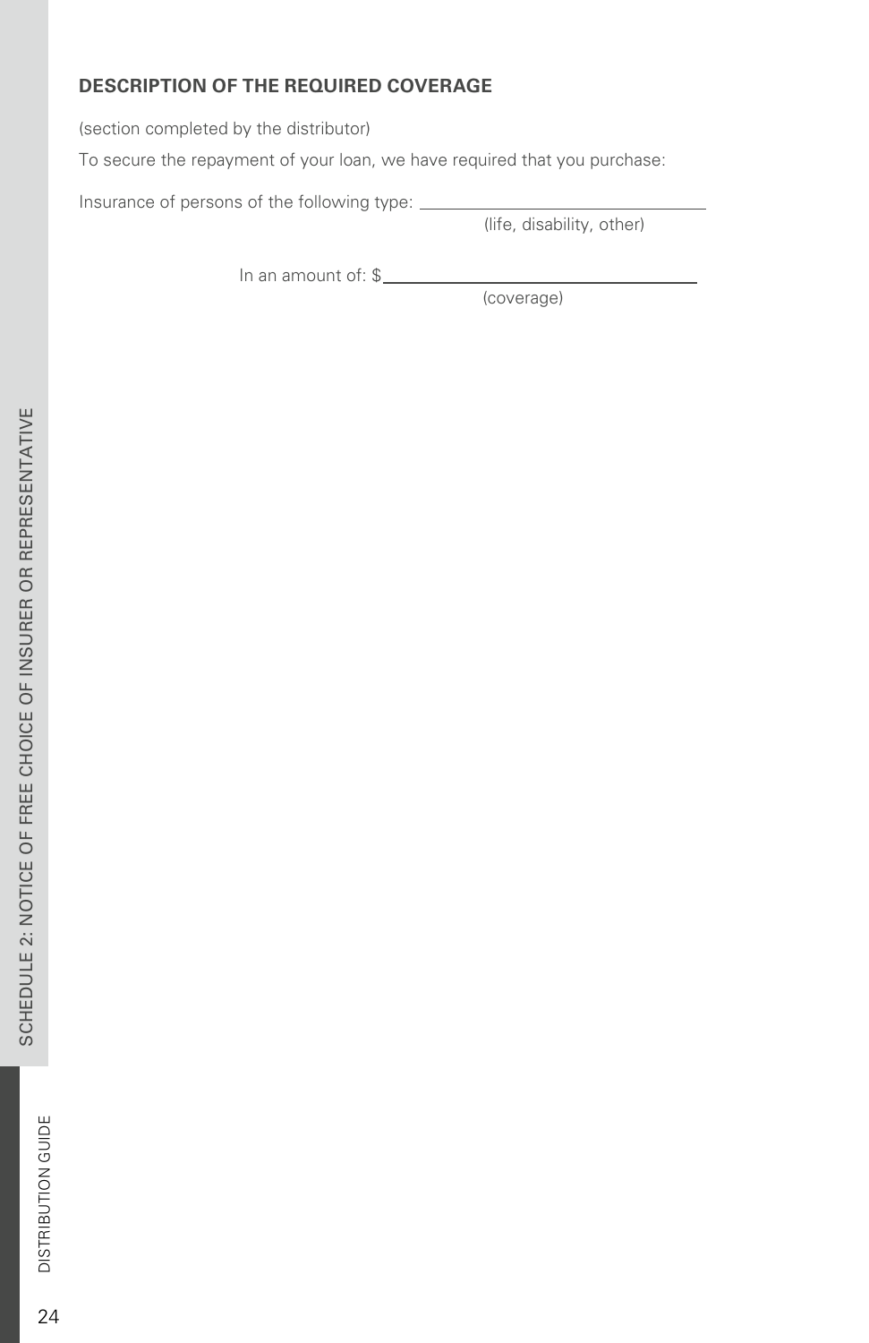## DESCRIPTION OF THE REQUIRED COVERAGE

(section completed by the distributor)

To secure the repayment of your loan, we have required that you purchase:

Insurance of persons of the following type: ______________________________
(life, disability, other)

In an amount of: $______________________________
(coverage)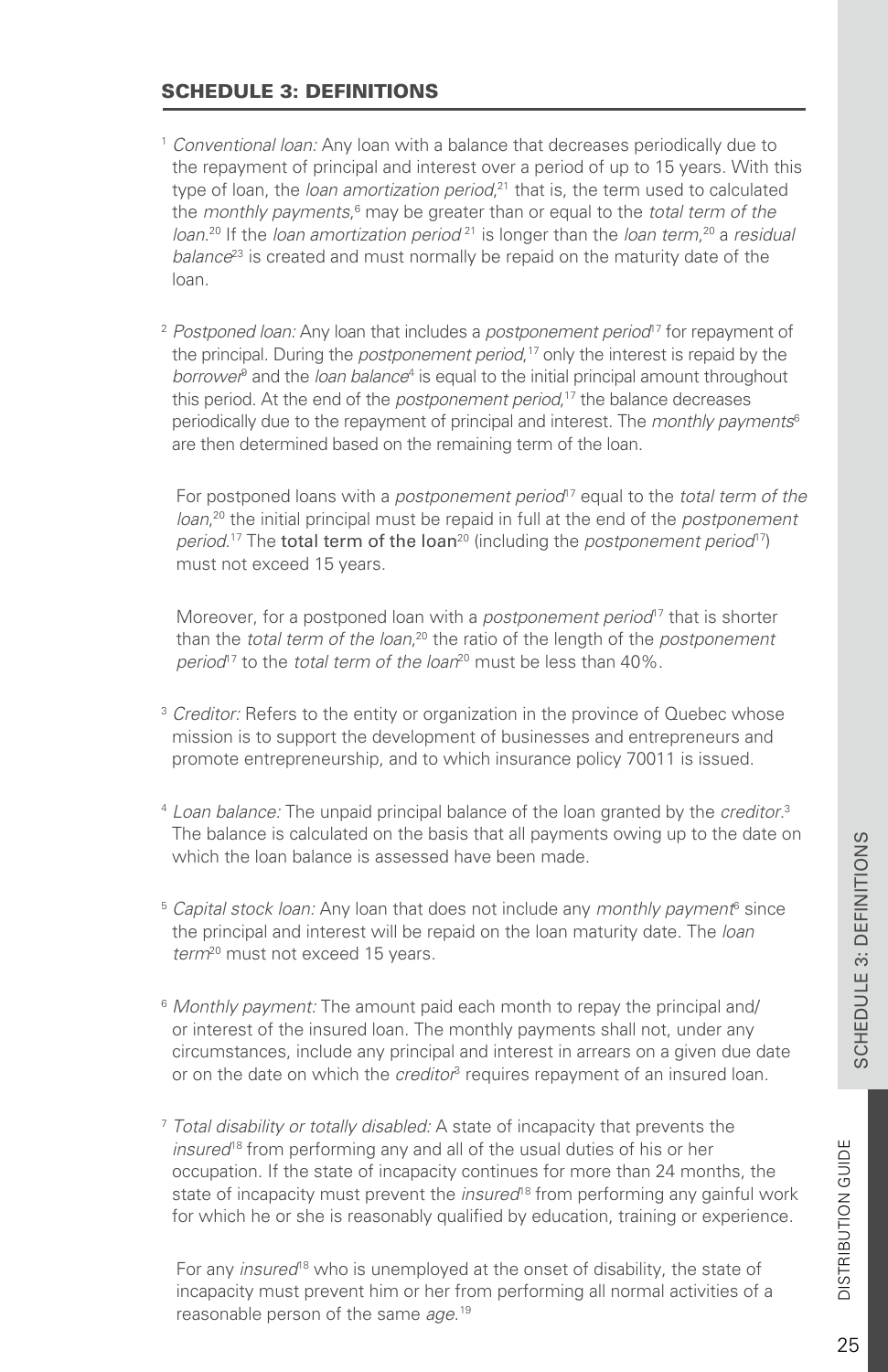## SCHEDULE 3: DEFINITIONS

[1] *Conventional loan:* Any loan with a balance that decreases periodically due to the repayment of principal and interest over a period of up to 15 years. With this type of loan, the *loan amortization period*,[21] that is, the term used to calculated the *monthly payments*,[6] may be greater than or equal to the *total term of the loan*.[20] If the *loan amortization period*[21] is longer than the *loan term*,[20] a *residual balance*[23] is created and must normally be repaid on the maturity date of the loan.

[2] *Postponed loan:* Any loan that includes a *postponement period*[17] for repayment of the principal. During the *postponement period*,[17] only the interest is repaid by the *borrower*[8] and the *loan balance*[4] is equal to the initial principal amount throughout this period. At the end of the *postponement period*,[17] the balance decreases periodically due to the repayment of principal and interest. The *monthly payments*[6] are then determined based on the remaining term of the loan.

For postponed loans with a *postponement period*[17] equal to the *total term of the loan*,[20] the initial principal must be repaid in full at the end of the *postponement period*.[17] The total term of the loan[20] (including the *postponement period*[17]) must not exceed 15 years.

Moreover, for a postponed loan with a *postponement period*[17] that is shorter than the *total term of the loan*,[20] the ratio of the length of the *postponement period*[17] to the *total term of the loan*[20] must be less than 40%.

[3] *Creditor:* Refers to the entity or organization in the province of Quebec whose mission is to support the development of businesses and entrepreneurs and promote entrepreneurship, and to which insurance policy 70011 is issued.

[4] *Loan balance:* The unpaid principal balance of the loan granted by the *creditor*.[3] The balance is calculated on the basis that all payments owing up to the date on which the loan balance is assessed have been made.

[5] *Capital stock loan:* Any loan that does not include any *monthly payment*[6] since the principal and interest will be repaid on the loan maturity date. The *loan term*[20] must not exceed 15 years.

[6] *Monthly payment:* The amount paid each month to repay the principal and/or interest of the insured loan. The monthly payments shall not, under any circumstances, include any principal and interest in arrears on a given due date or on the date on which the *creditor*[3] requires repayment of an insured loan.

[7] *Total disability or totally disabled:* A state of incapacity that prevents the *insured*[18] from performing any and all of the usual duties of his or her occupation. If the state of incapacity continues for more than 24 months, the state of incapacity must prevent the *insured*[18] from performing any gainful work for which he or she is reasonably qualified by education, training or experience.

For any *insured*[18] who is unemployed at the onset of disability, the state of incapacity must prevent him or her from performing all normal activities of a reasonable person of the same *age*.[19]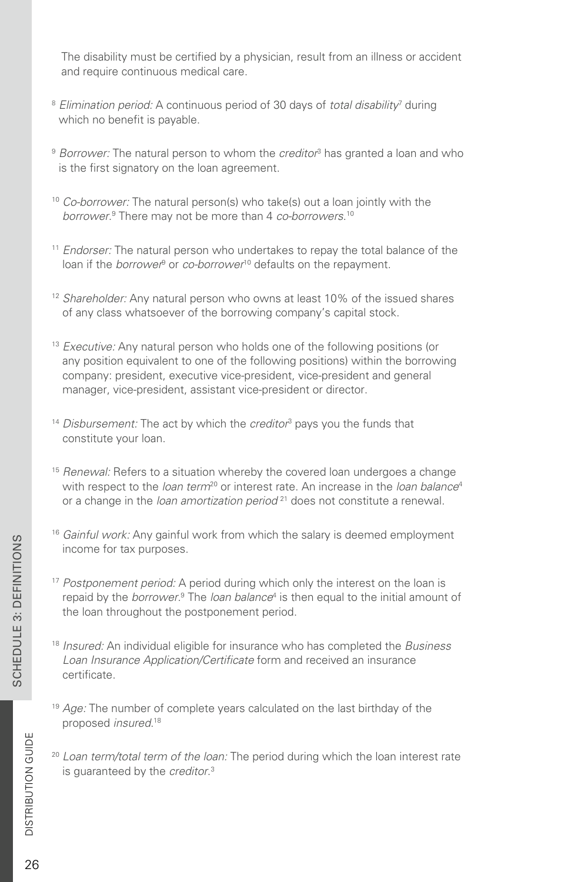The disability must be certified by a physician, result from an illness or accident and require continuous medical care.

[8] *Elimination period:* A continuous period of 30 days of *total disability*[7] during which no benefit is payable.

[9] *Borrower:* The natural person to whom the *creditor*[3] has granted a loan and who is the first signatory on the loan agreement.

[10] *Co-borrower:* The natural person(s) who take(s) out a loan jointly with the *borrower*.[9] There may not be more than 4 *co-borrowers*.[10]

[11] *Endorser:* The natural person who undertakes to repay the total balance of the loan if the *borrower*[9] or *co-borrower*[10] defaults on the repayment.

[12] *Shareholder:* Any natural person who owns at least 10% of the issued shares of any class whatsoever of the borrowing company's capital stock.

[13] *Executive:* Any natural person who holds one of the following positions (or any position equivalent to one of the following positions) within the borrowing company: president, executive vice-president, vice-president and general manager, vice-president, assistant vice-president or director.

[14] *Disbursement:* The act by which the *creditor*[3] pays you the funds that constitute your loan.

[15] *Renewal:* Refers to a situation whereby the covered loan undergoes a change with respect to the *loan term*[20] or interest rate. An increase in the *loan balance*[4] or a change in the *loan amortization period*[21] does not constitute a renewal.

[16] *Gainful work:* Any gainful work from which the salary is deemed employment income for tax purposes.

[17] *Postponement period:* A period during which only the interest on the loan is repaid by the *borrower*.[9] The *loan balance*[4] is then equal to the initial amount of the loan throughout the postponement period.

[18] *Insured:* An individual eligible for insurance who has completed the *Business Loan Insurance Application/Certificate* form and received an insurance certificate.

[19] *Age:* The number of complete years calculated on the last birthday of the proposed *insured*.[18]

[20] *Loan term/total term of the loan:* The period during which the loan interest rate is guaranteed by the *creditor*.[3]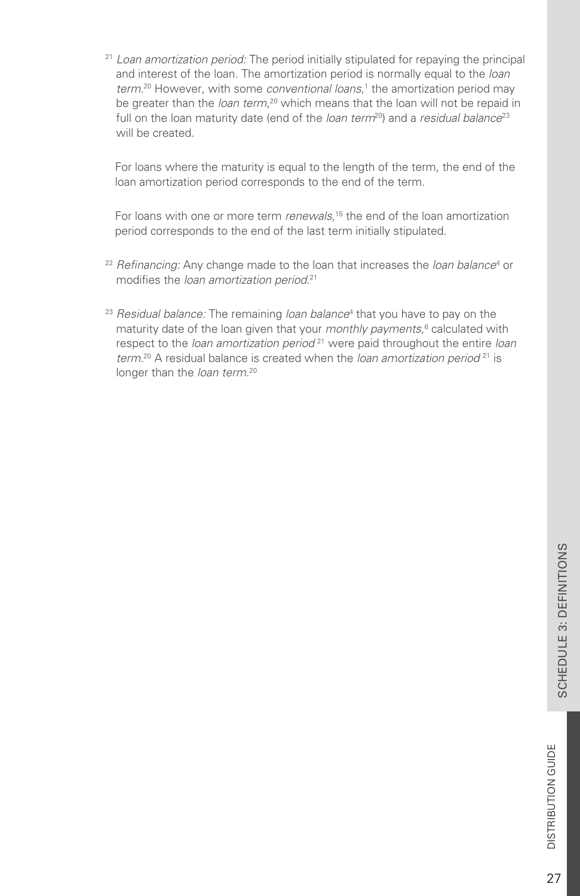[21] *Loan amortization period:* The period initially stipulated for repaying the principal and interest of the loan. The amortization period is normally equal to the *loan term*.[20] However, with some *conventional loans*,[1] the amortization period may be greater than the *loan term*,[20] which means that the loan will not be repaid in full on the loan maturity date (end of the *loan term*[20]) and a *residual balance*[23] will be created.

For loans where the maturity is equal to the length of the term, the end of the loan amortization period corresponds to the end of the term.

For loans with one or more term *renewals*,[15] the end of the loan amortization period corresponds to the end of the last term initially stipulated.

[22] *Refinancing:* Any change made to the loan that increases the *loan balance*[4] or modifies the *loan amortization period*.[21]

[23] *Residual balance:* The remaining *loan balance*[4] that you have to pay on the maturity date of the loan given that your *monthly payments*,[6] calculated with respect to the *loan amortization period*[21] were paid throughout the entire *loan term*.[20] A residual balance is created when the *loan amortization period*[21] is longer than the *loan term*.[20]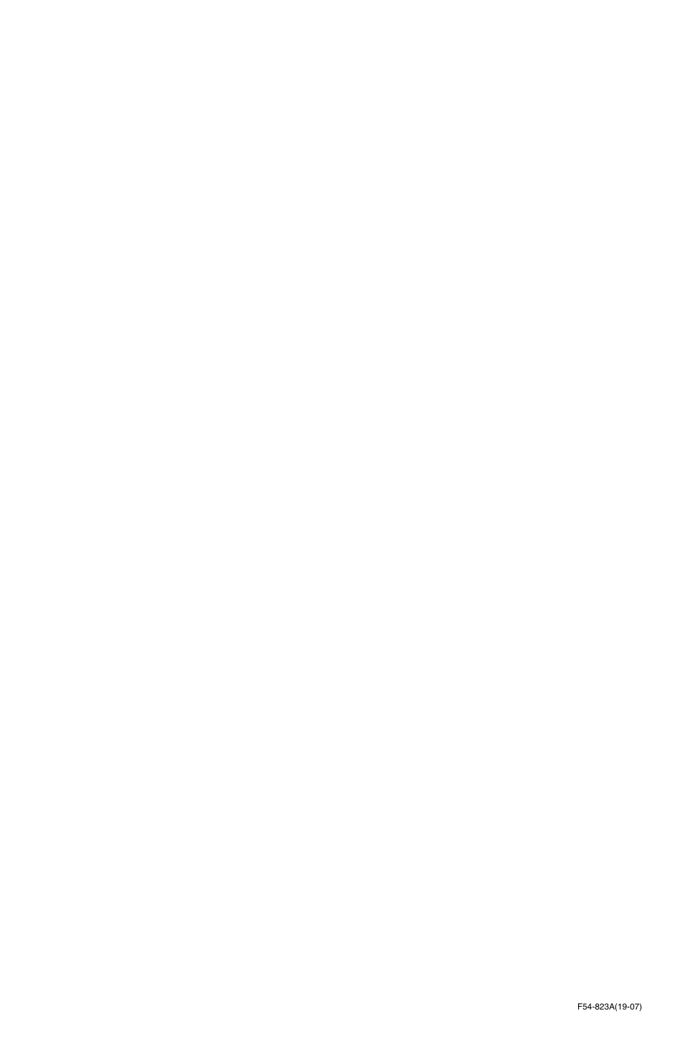F54-823A(19-07)